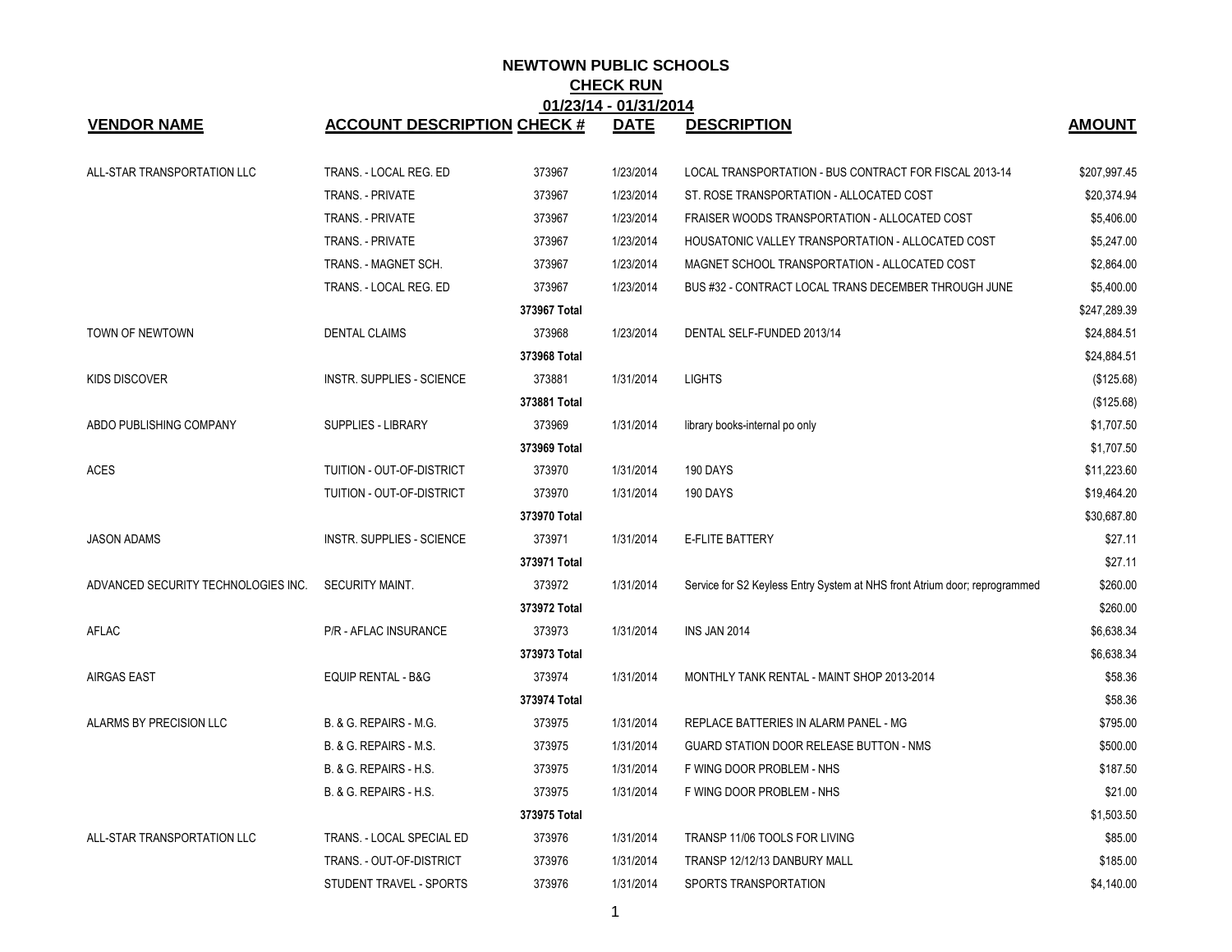# NEWTOWN PUBLIC SCHOOLS

## CHECK RUN

### 01/23/14 - 01/31/2014

| VENDOR NAME | ACCOUNT DESCRIPTION | CHECK # | DATE | DESCRIPTION | AMOUNT |
|---|---|---|---|---|---|
| ALL-STAR TRANSPORTATION LLC | TRANS. - LOCAL REG. ED | 373967 | 1/23/2014 | LOCAL TRANSPORTATION - BUS CONTRACT FOR FISCAL 2013-14 | $207,997.45 |
| | TRANS. - PRIVATE | 373967 | 1/23/2014 | ST. ROSE TRANSPORTATION - ALLOCATED COST | $20,374.94 |
| | TRANS. - PRIVATE | 373967 | 1/23/2014 | FRAISER WOODS TRANSPORTATION - ALLOCATED COST | $5,406.00 |
| | TRANS. - PRIVATE | 373967 | 1/23/2014 | HOUSATONIC VALLEY TRANSPORTATION - ALLOCATED COST | $5,247.00 |
| | TRANS. - MAGNET SCH. | 373967 | 1/23/2014 | MAGNET SCHOOL TRANSPORTATION - ALLOCATED COST | $2,864.00 |
| | TRANS. - LOCAL REG. ED | 373967 | 1/23/2014 | BUS #32 - CONTRACT LOCAL TRANS DECEMBER THROUGH JUNE | $5,400.00 |
| | | 373967 Total | | | $247,289.39 |
| TOWN OF NEWTOWN | DENTAL CLAIMS | 373968 | 1/23/2014 | DENTAL SELF-FUNDED 2013/14 | $24,884.51 |
| | | 373968 Total | | | $24,884.51 |
| KIDS DISCOVER | INSTR. SUPPLIES - SCIENCE | 373881 | 1/31/2014 | LIGHTS | ($125.68) |
| | | 373881 Total | | | ($125.68) |
| ABDO PUBLISHING COMPANY | SUPPLIES - LIBRARY | 373969 | 1/31/2014 | library books-internal po only | $1,707.50 |
| | | 373969 Total | | | $1,707.50 |
| ACES | TUITION - OUT-OF-DISTRICT | 373970 | 1/31/2014 | 190 DAYS | $11,223.60 |
| | TUITION - OUT-OF-DISTRICT | 373970 | 1/31/2014 | 190 DAYS | $19,464.20 |
| | | 373970 Total | | | $30,687.80 |
| JASON ADAMS | INSTR. SUPPLIES - SCIENCE | 373971 | 1/31/2014 | E-FLITE BATTERY | $27.11 |
| | | 373971 Total | | | $27.11 |
| ADVANCED SECURITY TECHNOLOGIES INC. | SECURITY MAINT. | 373972 | 1/31/2014 | Service for S2 Keyless Entry System at NHS front Atrium door; reprogrammed | $260.00 |
| | | 373972 Total | | | $260.00 |
| AFLAC | P/R - AFLAC INSURANCE | 373973 | 1/31/2014 | INS JAN 2014 | $6,638.34 |
| | | 373973 Total | | | $6,638.34 |
| AIRGAS EAST | EQUIP RENTAL - B&G | 373974 | 1/31/2014 | MONTHLY TANK RENTAL - MAINT SHOP 2013-2014 | $58.36 |
| | | 373974 Total | | | $58.36 |
| ALARMS BY PRECISION LLC | B. & G. REPAIRS - M.G. | 373975 | 1/31/2014 | REPLACE BATTERIES IN ALARM PANEL - MG | $795.00 |
| | B. & G. REPAIRS - M.S. | 373975 | 1/31/2014 | GUARD STATION DOOR RELEASE BUTTON - NMS | $500.00 |
| | B. & G. REPAIRS - H.S. | 373975 | 1/31/2014 | F WING DOOR PROBLEM - NHS | $187.50 |
| | B. & G. REPAIRS - H.S. | 373975 | 1/31/2014 | F WING DOOR PROBLEM - NHS | $21.00 |
| | | 373975 Total | | | $1,503.50 |
| ALL-STAR TRANSPORTATION LLC | TRANS. - LOCAL SPECIAL ED | 373976 | 1/31/2014 | TRANSP 11/06 TOOLS FOR LIVING | $85.00 |
| | TRANS. - OUT-OF-DISTRICT | 373976 | 1/31/2014 | TRANSP 12/12/13 DANBURY MALL | $185.00 |
| | STUDENT TRAVEL - SPORTS | 373976 | 1/31/2014 | SPORTS TRANSPORTATION | $4,140.00 |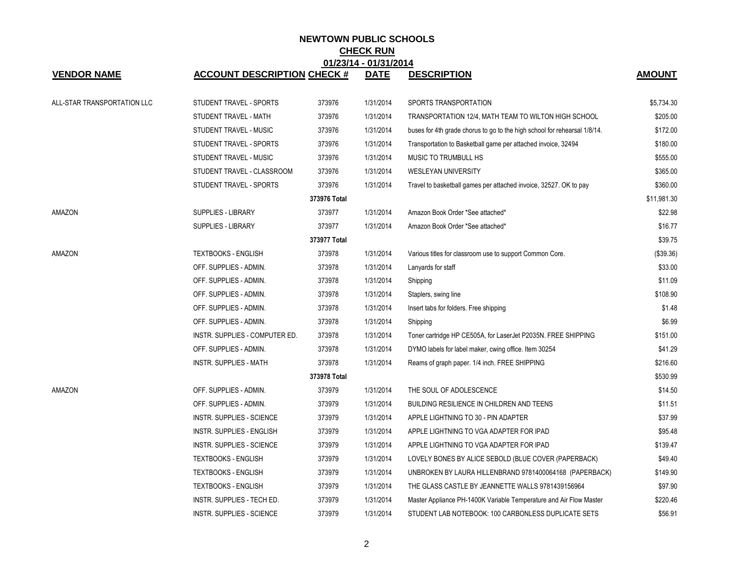# NEWTOWN PUBLIC SCHOOLS

## CHECK RUN

### 01/23/14 - 01/31/2014

| VENDOR NAME | ACCOUNT DESCRIPTION | CHECK # | DATE | DESCRIPTION | AMOUNT |
|---|---|---|---|---|---|
| ALL-STAR TRANSPORTATION LLC | STUDENT TRAVEL - SPORTS | 373976 | 1/31/2014 | SPORTS TRANSPORTATION | $5,734.30 |
| | STUDENT TRAVEL - MATH | 373976 | 1/31/2014 | TRANSPORTATION 12/4, MATH TEAM TO WILTON HIGH SCHOOL | $205.00 |
| | STUDENT TRAVEL - MUSIC | 373976 | 1/31/2014 | buses for 4th grade chorus to go to the high school for rehearsal 1/8/14. | $172.00 |
| | STUDENT TRAVEL - SPORTS | 373976 | 1/31/2014 | Transportation to Basketball game per attached invoice, 32494 | $180.00 |
| | STUDENT TRAVEL - MUSIC | 373976 | 1/31/2014 | MUSIC TO TRUMBULL HS | $555.00 |
| | STUDENT TRAVEL - CLASSROOM | 373976 | 1/31/2014 | WESLEYAN UNIVERSITY | $365.00 |
| | STUDENT TRAVEL - SPORTS | 373976 | 1/31/2014 | Travel to basketball games per attached invoice, 32527. OK to pay | $360.00 |
| | | 373976 Total | | | $11,981.30 |
| AMAZON | SUPPLIES - LIBRARY | 373977 | 1/31/2014 | Amazon Book Order *See attached* | $22.98 |
| | SUPPLIES - LIBRARY | 373977 | 1/31/2014 | Amazon Book Order *See attached* | $16.77 |
| | | 373977 Total | | | $39.75 |
| AMAZON | TEXTBOOKS - ENGLISH | 373978 | 1/31/2014 | Various titles for classroom use to support Common Core. | ($39.36) |
| | OFF. SUPPLIES - ADMIN. | 373978 | 1/31/2014 | Lanyards for staff | $33.00 |
| | OFF. SUPPLIES - ADMIN. | 373978 | 1/31/2014 | Shipping | $11.09 |
| | OFF. SUPPLIES - ADMIN. | 373978 | 1/31/2014 | Staplers, swing line | $108.90 |
| | OFF. SUPPLIES - ADMIN. | 373978 | 1/31/2014 | Insert tabs for folders. Free shipping | $1.48 |
| | OFF. SUPPLIES - ADMIN. | 373978 | 1/31/2014 | Shipping | $6.99 |
| | INSTR. SUPPLIES - COMPUTER ED. | 373978 | 1/31/2014 | Toner cartridge HP CE505A, for LaserJet P2035N. FREE SHIPPING | $151.00 |
| | OFF. SUPPLIES - ADMIN. | 373978 | 1/31/2014 | DYMO labels for label maker, cwing office. Item 30254 | $41.29 |
| | INSTR. SUPPLIES - MATH | 373978 | 1/31/2014 | Reams of graph paper. 1/4 inch. FREE SHIPPING | $216.60 |
| | | 373978 Total | | | $530.99 |
| AMAZON | OFF. SUPPLIES - ADMIN. | 373979 | 1/31/2014 | THE SOUL OF ADOLESCENCE | $14.50 |
| | OFF. SUPPLIES - ADMIN. | 373979 | 1/31/2014 | BUILDING RESILIENCE IN CHILDREN AND TEENS | $11.51 |
| | INSTR. SUPPLIES - SCIENCE | 373979 | 1/31/2014 | APPLE LIGHTNING TO 30 - PIN ADAPTER | $37.99 |
| | INSTR. SUPPLIES - ENGLISH | 373979 | 1/31/2014 | APPLE LIGHTNING TO VGA ADAPTER FOR IPAD | $95.48 |
| | INSTR. SUPPLIES - SCIENCE | 373979 | 1/31/2014 | APPLE LIGHTNING TO VGA ADAPTER FOR IPAD | $139.47 |
| | TEXTBOOKS - ENGLISH | 373979 | 1/31/2014 | LOVELY BONES BY ALICE SEBOLD (BLUE COVER (PAPERBACK) | $49.40 |
| | TEXTBOOKS - ENGLISH | 373979 | 1/31/2014 | UNBROKEN BY LAURA HILLENBRAND 9781400064168 (PAPERBACK) | $149.90 |
| | TEXTBOOKS - ENGLISH | 373979 | 1/31/2014 | THE GLASS CASTLE BY JEANNETTE WALLS 9781439156964 | $97.90 |
| | INSTR. SUPPLIES - TECH ED. | 373979 | 1/31/2014 | Master Appliance PH-1400K Variable Temperature and Air Flow Master | $220.46 |
| | INSTR. SUPPLIES - SCIENCE | 373979 | 1/31/2014 | STUDENT LAB NOTEBOOK: 100 CARBONLESS DUPLICATE SETS | $56.91 |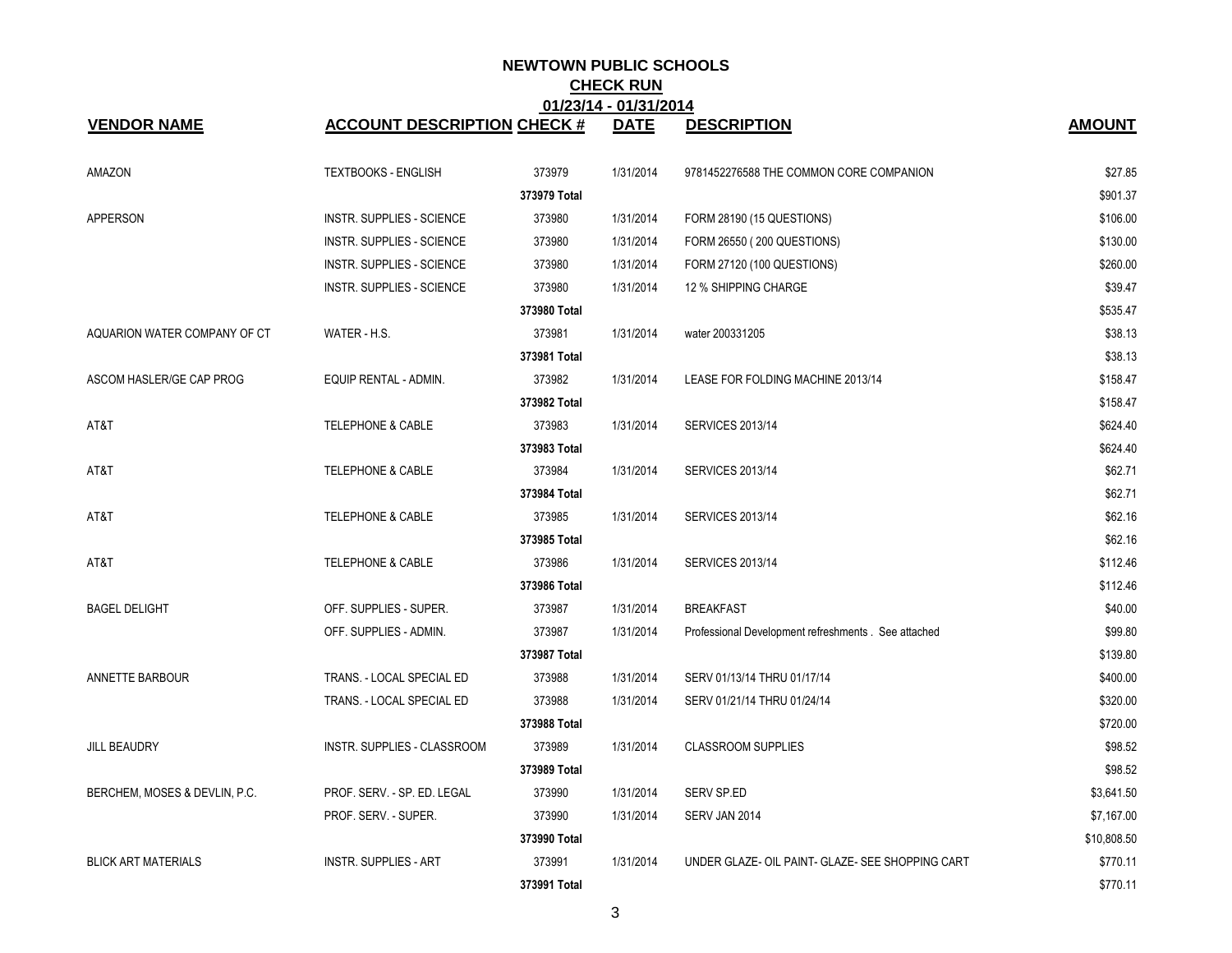# NEWTOWN PUBLIC SCHOOLS

## CHECK RUN

### 01/23/14 - 01/31/2014

| VENDOR NAME | ACCOUNT DESCRIPTION | CHECK # | DATE | DESCRIPTION | AMOUNT |
|---|---|---|---|---|---|
| AMAZON | TEXTBOOKS - ENGLISH | 373979 | 1/31/2014 | 9781452276588 THE COMMON CORE COMPANION | $27.85 |
| | | 373979 Total | | | $901.37 |
| APPERSON | INSTR. SUPPLIES - SCIENCE | 373980 | 1/31/2014 | FORM 28190 (15 QUESTIONS) | $106.00 |
| | INSTR. SUPPLIES - SCIENCE | 373980 | 1/31/2014 | FORM 26550 ( 200 QUESTIONS) | $130.00 |
| | INSTR. SUPPLIES - SCIENCE | 373980 | 1/31/2014 | FORM 27120 (100 QUESTIONS) | $260.00 |
| | INSTR. SUPPLIES - SCIENCE | 373980 | 1/31/2014 | 12 % SHIPPING CHARGE | $39.47 |
| | | 373980 Total | | | $535.47 |
| AQUARION WATER COMPANY OF CT | WATER - H.S. | 373981 | 1/31/2014 | water 200331205 | $38.13 |
| | | 373981 Total | | | $38.13 |
| ASCOM HASLER/GE CAP PROG | EQUIP RENTAL - ADMIN. | 373982 | 1/31/2014 | LEASE FOR FOLDING MACHINE 2013/14 | $158.47 |
| | | 373982 Total | | | $158.47 |
| AT&T | TELEPHONE & CABLE | 373983 | 1/31/2014 | SERVICES 2013/14 | $624.40 |
| | | 373983 Total | | | $624.40 |
| AT&T | TELEPHONE & CABLE | 373984 | 1/31/2014 | SERVICES 2013/14 | $62.71 |
| | | 373984 Total | | | $62.71 |
| AT&T | TELEPHONE & CABLE | 373985 | 1/31/2014 | SERVICES 2013/14 | $62.16 |
| | | 373985 Total | | | $62.16 |
| AT&T | TELEPHONE & CABLE | 373986 | 1/31/2014 | SERVICES 2013/14 | $112.46 |
| | | 373986 Total | | | $112.46 |
| BAGEL DELIGHT | OFF. SUPPLIES - SUPER. | 373987 | 1/31/2014 | BREAKFAST | $40.00 |
| | OFF. SUPPLIES - ADMIN. | 373987 | 1/31/2014 | Professional Development refreshments . See attached | $99.80 |
| | | 373987 Total | | | $139.80 |
| ANNETTE BARBOUR | TRANS. - LOCAL SPECIAL ED | 373988 | 1/31/2014 | SERV 01/13/14 THRU 01/17/14 | $400.00 |
| | TRANS. - LOCAL SPECIAL ED | 373988 | 1/31/2014 | SERV 01/21/14 THRU 01/24/14 | $320.00 |
| | | 373988 Total | | | $720.00 |
| JILL BEAUDRY | INSTR. SUPPLIES - CLASSROOM | 373989 | 1/31/2014 | CLASSROOM SUPPLIES | $98.52 |
| | | 373989 Total | | | $98.52 |
| BERCHEM, MOSES & DEVLIN, P.C. | PROF. SERV. - SP. ED. LEGAL | 373990 | 1/31/2014 | SERV SP.ED | $3,641.50 |
| | PROF. SERV. - SUPER. | 373990 | 1/31/2014 | SERV JAN 2014 | $7,167.00 |
| | | 373990 Total | | | $10,808.50 |
| BLICK ART MATERIALS | INSTR. SUPPLIES - ART | 373991 | 1/31/2014 | UNDER GLAZE- OIL PAINT- GLAZE- SEE SHOPPING CART | $770.11 |
| | | 373991 Total | | | $770.11 |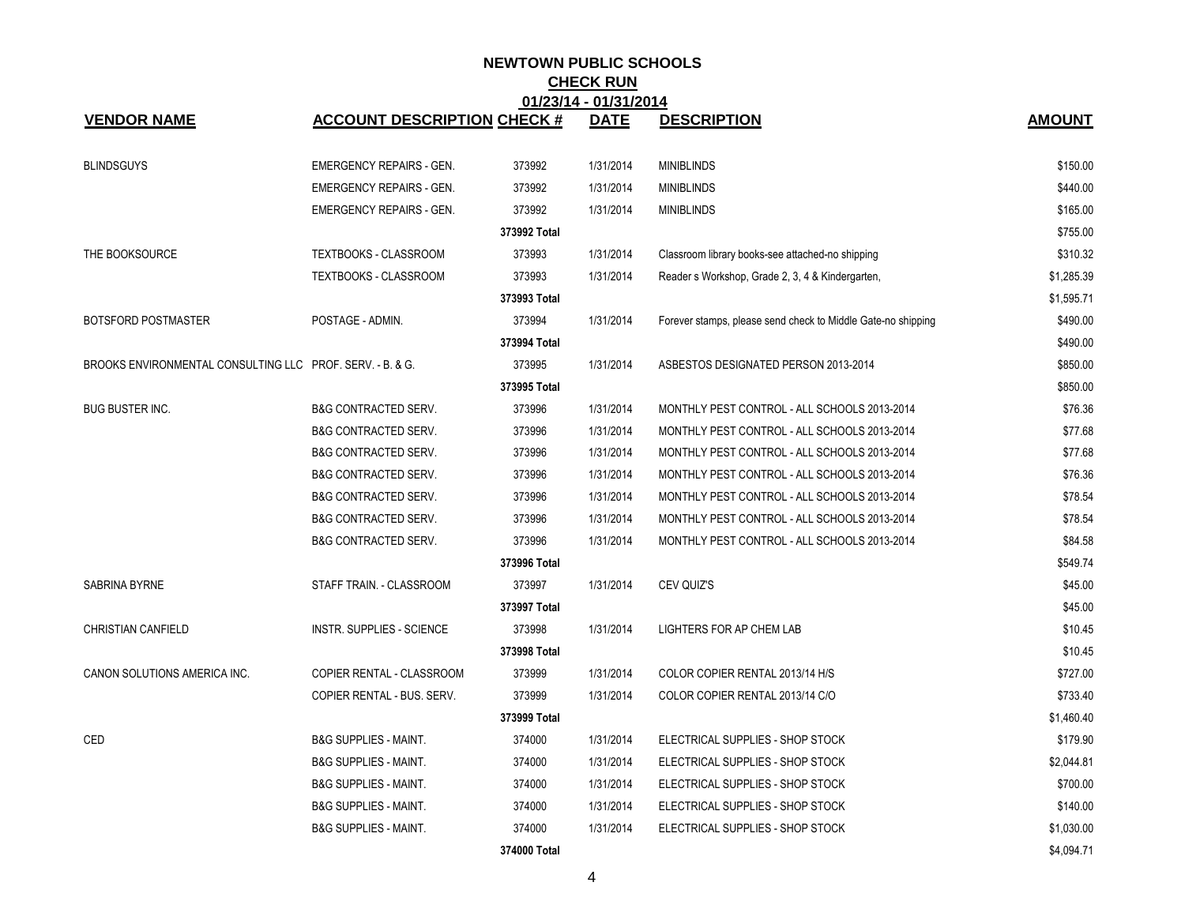# NEWTOWN PUBLIC SCHOOLS

## CHECK RUN

### 01/23/14 - 01/31/2014

| VENDOR NAME | ACCOUNT DESCRIPTION | CHECK # | DATE | DESCRIPTION | AMOUNT |
|---|---|---|---|---|---|
| BLINDSGUYS | EMERGENCY REPAIRS - GEN. | 373992 | 1/31/2014 | MINIBLINDS | $150.00 |
| | EMERGENCY REPAIRS - GEN. | 373992 | 1/31/2014 | MINIBLINDS | $440.00 |
| | EMERGENCY REPAIRS - GEN. | 373992 | 1/31/2014 | MINIBLINDS | $165.00 |
| | | 373992 Total | | | $755.00 |
| THE BOOKSOURCE | TEXTBOOKS - CLASSROOM | 373993 | 1/31/2014 | Classroom library books-see attached-no shipping | $310.32 |
| | TEXTBOOKS - CLASSROOM | 373993 | 1/31/2014 | Reader s Workshop, Grade 2, 3, 4 & Kindergarten, | $1,285.39 |
| | | 373993 Total | | | $1,595.71 |
| BOTSFORD POSTMASTER | POSTAGE - ADMIN. | 373994 | 1/31/2014 | Forever stamps, please send check to Middle Gate-no shipping | $490.00 |
| | | 373994 Total | | | $490.00 |
| BROOKS ENVIRONMENTAL CONSULTING LLC | PROF. SERV. - B. & G. | 373995 | 1/31/2014 | ASBESTOS DESIGNATED PERSON 2013-2014 | $850.00 |
| | | 373995 Total | | | $850.00 |
| BUG BUSTER INC. | B&G CONTRACTED SERV. | 373996 | 1/31/2014 | MONTHLY PEST CONTROL - ALL SCHOOLS 2013-2014 | $76.36 |
| | B&G CONTRACTED SERV. | 373996 | 1/31/2014 | MONTHLY PEST CONTROL - ALL SCHOOLS 2013-2014 | $77.68 |
| | B&G CONTRACTED SERV. | 373996 | 1/31/2014 | MONTHLY PEST CONTROL - ALL SCHOOLS 2013-2014 | $77.68 |
| | B&G CONTRACTED SERV. | 373996 | 1/31/2014 | MONTHLY PEST CONTROL - ALL SCHOOLS 2013-2014 | $76.36 |
| | B&G CONTRACTED SERV. | 373996 | 1/31/2014 | MONTHLY PEST CONTROL - ALL SCHOOLS 2013-2014 | $78.54 |
| | B&G CONTRACTED SERV. | 373996 | 1/31/2014 | MONTHLY PEST CONTROL - ALL SCHOOLS 2013-2014 | $78.54 |
| | B&G CONTRACTED SERV. | 373996 | 1/31/2014 | MONTHLY PEST CONTROL - ALL SCHOOLS 2013-2014 | $84.58 |
| | | 373996 Total | | | $549.74 |
| SABRINA BYRNE | STAFF TRAIN. - CLASSROOM | 373997 | 1/31/2014 | CEV QUIZ'S | $45.00 |
| | | 373997 Total | | | $45.00 |
| CHRISTIAN CANFIELD | INSTR. SUPPLIES - SCIENCE | 373998 | 1/31/2014 | LIGHTERS FOR AP CHEM LAB | $10.45 |
| | | 373998 Total | | | $10.45 |
| CANON SOLUTIONS AMERICA INC. | COPIER RENTAL - CLASSROOM | 373999 | 1/31/2014 | COLOR COPIER RENTAL 2013/14 H/S | $727.00 |
| | COPIER RENTAL - BUS. SERV. | 373999 | 1/31/2014 | COLOR COPIER RENTAL 2013/14 C/O | $733.40 |
| | | 373999 Total | | | $1,460.40 |
| CED | B&G SUPPLIES - MAINT. | 374000 | 1/31/2014 | ELECTRICAL SUPPLIES - SHOP STOCK | $179.90 |
| | B&G SUPPLIES - MAINT. | 374000 | 1/31/2014 | ELECTRICAL SUPPLIES - SHOP STOCK | $2,044.81 |
| | B&G SUPPLIES - MAINT. | 374000 | 1/31/2014 | ELECTRICAL SUPPLIES - SHOP STOCK | $700.00 |
| | B&G SUPPLIES - MAINT. | 374000 | 1/31/2014 | ELECTRICAL SUPPLIES - SHOP STOCK | $140.00 |
| | B&G SUPPLIES - MAINT. | 374000 | 1/31/2014 | ELECTRICAL SUPPLIES - SHOP STOCK | $1,030.00 |
| | | 374000 Total | | | $4,094.71 |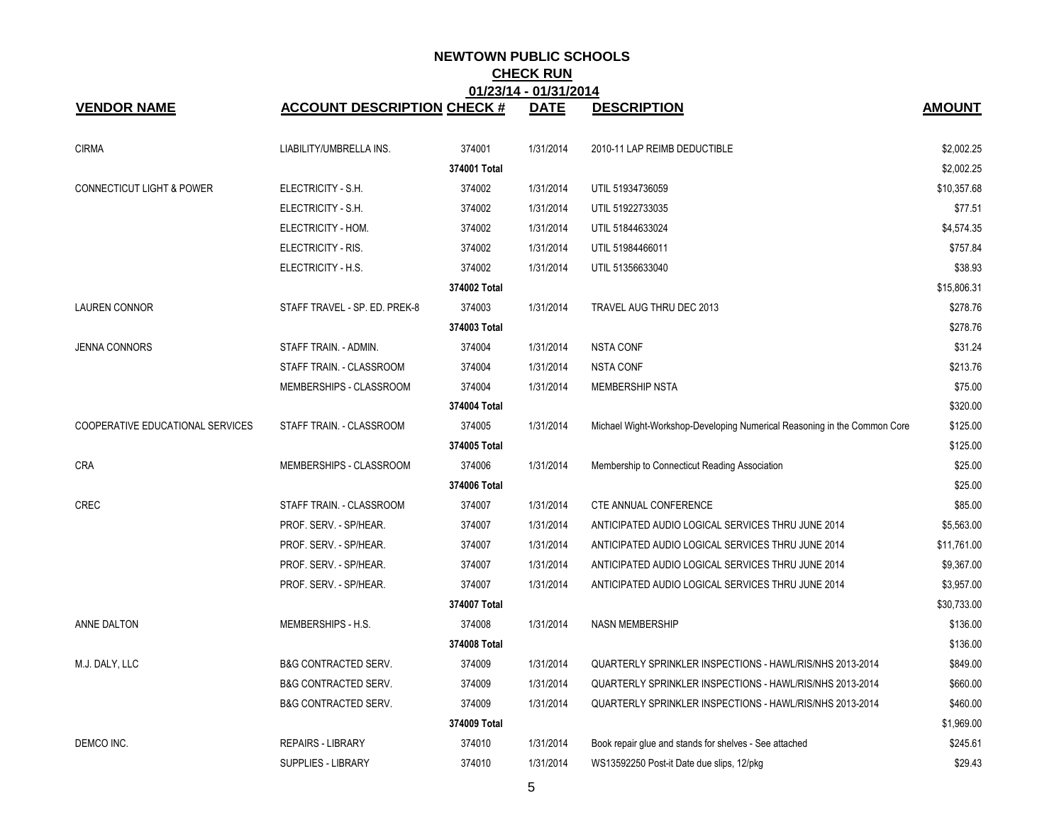# NEWTOWN PUBLIC SCHOOLS

## CHECK RUN

### 01/23/14 - 01/31/2014

| VENDOR NAME | ACCOUNT DESCRIPTION | CHECK # | DATE | DESCRIPTION | AMOUNT |
|---|---|---|---|---|---|
| CIRMA | LIABILITY/UMBRELLA INS. | 374001 | 1/31/2014 | 2010-11 LAP REIMB DEDUCTIBLE | $2,002.25 |
| | | **374001 Total** | | | $2,002.25 |
| CONNECTICUT LIGHT & POWER | ELECTRICITY - S.H. | 374002 | 1/31/2014 | UTIL 51934736059 | $10,357.68 |
| | ELECTRICITY - S.H. | 374002 | 1/31/2014 | UTIL 51922733035 | $77.51 |
| | ELECTRICITY - HOM. | 374002 | 1/31/2014 | UTIL 51844633024 | $4,574.35 |
| | ELECTRICITY - RIS. | 374002 | 1/31/2014 | UTIL 51984466011 | $757.84 |
| | ELECTRICITY - H.S. | 374002 | 1/31/2014 | UTIL 51356633040 | $38.93 |
| | | **374002 Total** | | | $15,806.31 |
| LAUREN CONNOR | STAFF TRAVEL - SP. ED. PREK-8 | 374003 | 1/31/2014 | TRAVEL AUG THRU DEC 2013 | $278.76 |
| | | **374003 Total** | | | $278.76 |
| JENNA CONNORS | STAFF TRAIN. - ADMIN. | 374004 | 1/31/2014 | NSTA CONF | $31.24 |
| | STAFF TRAIN. - CLASSROOM | 374004 | 1/31/2014 | NSTA CONF | $213.76 |
| | MEMBERSHIPS - CLASSROOM | 374004 | 1/31/2014 | MEMBERSHIP NSTA | $75.00 |
| | | **374004 Total** | | | $320.00 |
| COOPERATIVE EDUCATIONAL SERVICES | STAFF TRAIN. - CLASSROOM | 374005 | 1/31/2014 | Michael Wight-Workshop-Developing Numerical Reasoning in the Common Core | $125.00 |
| | | **374005 Total** | | | $125.00 |
| CRA | MEMBERSHIPS - CLASSROOM | 374006 | 1/31/2014 | Membership to Connecticut Reading Association | $25.00 |
| | | **374006 Total** | | | $25.00 |
| CREC | STAFF TRAIN. - CLASSROOM | 374007 | 1/31/2014 | CTE ANNUAL CONFERENCE | $85.00 |
| | PROF. SERV. - SP/HEAR. | 374007 | 1/31/2014 | ANTICIPATED AUDIO LOGICAL SERVICES THRU JUNE 2014 | $5,563.00 |
| | PROF. SERV. - SP/HEAR. | 374007 | 1/31/2014 | ANTICIPATED AUDIO LOGICAL SERVICES THRU JUNE 2014 | $11,761.00 |
| | PROF. SERV. - SP/HEAR. | 374007 | 1/31/2014 | ANTICIPATED AUDIO LOGICAL SERVICES THRU JUNE 2014 | $9,367.00 |
| | PROF. SERV. - SP/HEAR. | 374007 | 1/31/2014 | ANTICIPATED AUDIO LOGICAL SERVICES THRU JUNE 2014 | $3,957.00 |
| | | **374007 Total** | | | $30,733.00 |
| ANNE DALTON | MEMBERSHIPS - H.S. | 374008 | 1/31/2014 | NASN MEMBERSHIP | $136.00 |
| | | **374008 Total** | | | $136.00 |
| M.J. DALY, LLC | B&G CONTRACTED SERV. | 374009 | 1/31/2014 | QUARTERLY SPRINKLER INSPECTIONS - HAWL/RIS/NHS 2013-2014 | $849.00 |
| | B&G CONTRACTED SERV. | 374009 | 1/31/2014 | QUARTERLY SPRINKLER INSPECTIONS - HAWL/RIS/NHS 2013-2014 | $660.00 |
| | B&G CONTRACTED SERV. | 374009 | 1/31/2014 | QUARTERLY SPRINKLER INSPECTIONS - HAWL/RIS/NHS 2013-2014 | $460.00 |
| | | **374009 Total** | | | $1,969.00 |
| DEMCO INC. | REPAIRS - LIBRARY | 374010 | 1/31/2014 | Book repair glue and stands for shelves - See attached | $245.61 |
| | SUPPLIES - LIBRARY | 374010 | 1/31/2014 | WS13592250 Post-it Date due slips, 12/pkg | $29.43 |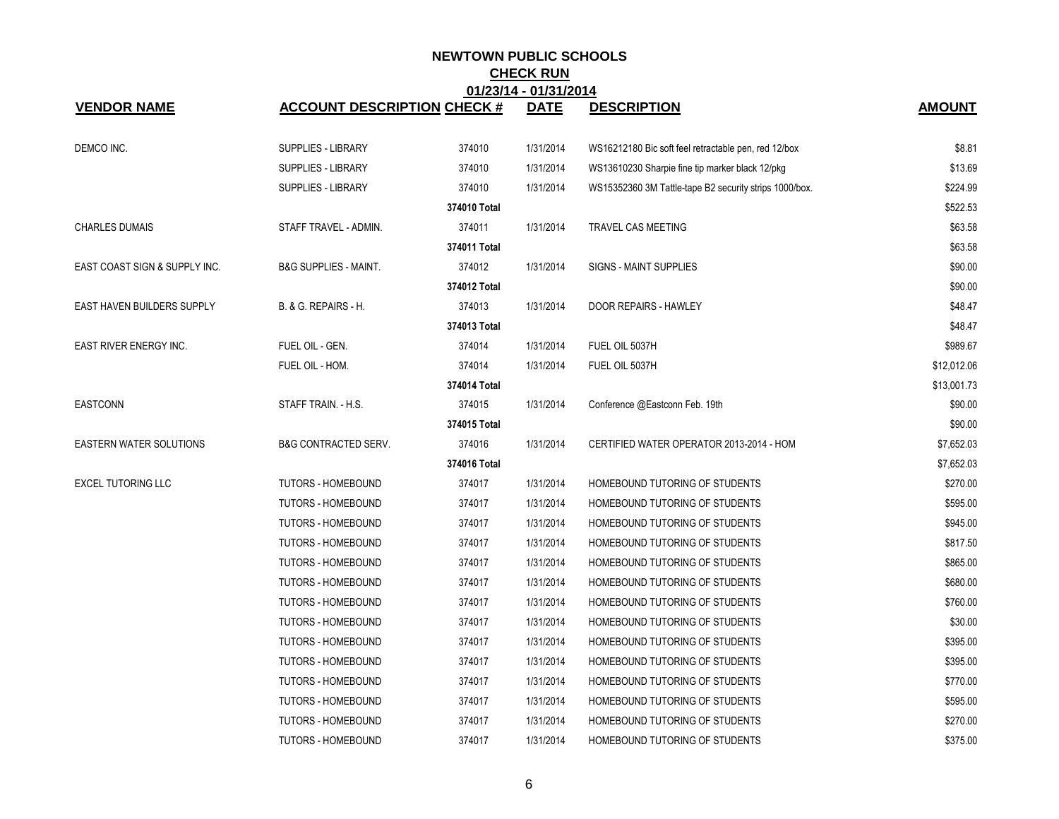# NEWTOWN PUBLIC SCHOOLS

## CHECK RUN

### 01/23/14 - 01/31/2014

| VENDOR NAME | ACCOUNT DESCRIPTION | CHECK # | DATE | DESCRIPTION | AMOUNT |
|---|---|---|---|---|---|
| DEMCO INC. | SUPPLIES - LIBRARY | 374010 | 1/31/2014 | WS16212180 Bic soft feel retractable pen, red 12/box | $8.81 |
| | SUPPLIES - LIBRARY | 374010 | 1/31/2014 | WS13610230 Sharpie fine tip marker black 12/pkg | $13.69 |
| | SUPPLIES - LIBRARY | 374010 | 1/31/2014 | WS15352360 3M Tattle-tape B2 security strips 1000/box. | $224.99 |
| | | **374010 Total** | | | $522.53 |
| CHARLES DUMAIS | STAFF TRAVEL - ADMIN. | 374011 | 1/31/2014 | TRAVEL CAS MEETING | $63.58 |
| | | **374011 Total** | | | $63.58 |
| EAST COAST SIGN & SUPPLY INC. | B&G SUPPLIES - MAINT. | 374012 | 1/31/2014 | SIGNS - MAINT SUPPLIES | $90.00 |
| | | **374012 Total** | | | $90.00 |
| EAST HAVEN BUILDERS SUPPLY | B. & G. REPAIRS - H. | 374013 | 1/31/2014 | DOOR REPAIRS - HAWLEY | $48.47 |
| | | **374013 Total** | | | $48.47 |
| EAST RIVER ENERGY INC. | FUEL OIL - GEN. | 374014 | 1/31/2014 | FUEL OIL 5037H | $989.67 |
| | FUEL OIL - HOM. | 374014 | 1/31/2014 | FUEL OIL 5037H | $12,012.06 |
| | | **374014 Total** | | | $13,001.73 |
| EASTCONN | STAFF TRAIN. - H.S. | 374015 | 1/31/2014 | Conference @Eastconn Feb. 19th | $90.00 |
| | | **374015 Total** | | | $90.00 |
| EASTERN WATER SOLUTIONS | B&G CONTRACTED SERV. | 374016 | 1/31/2014 | CERTIFIED WATER OPERATOR 2013-2014 - HOM | $7,652.03 |
| | | **374016 Total** | | | $7,652.03 |
| EXCEL TUTORING LLC | TUTORS - HOMEBOUND | 374017 | 1/31/2014 | HOMEBOUND TUTORING OF STUDENTS | $270.00 |
| | TUTORS - HOMEBOUND | 374017 | 1/31/2014 | HOMEBOUND TUTORING OF STUDENTS | $595.00 |
| | TUTORS - HOMEBOUND | 374017 | 1/31/2014 | HOMEBOUND TUTORING OF STUDENTS | $945.00 |
| | TUTORS - HOMEBOUND | 374017 | 1/31/2014 | HOMEBOUND TUTORING OF STUDENTS | $817.50 |
| | TUTORS - HOMEBOUND | 374017 | 1/31/2014 | HOMEBOUND TUTORING OF STUDENTS | $865.00 |
| | TUTORS - HOMEBOUND | 374017 | 1/31/2014 | HOMEBOUND TUTORING OF STUDENTS | $680.00 |
| | TUTORS - HOMEBOUND | 374017 | 1/31/2014 | HOMEBOUND TUTORING OF STUDENTS | $760.00 |
| | TUTORS - HOMEBOUND | 374017 | 1/31/2014 | HOMEBOUND TUTORING OF STUDENTS | $30.00 |
| | TUTORS - HOMEBOUND | 374017 | 1/31/2014 | HOMEBOUND TUTORING OF STUDENTS | $395.00 |
| | TUTORS - HOMEBOUND | 374017 | 1/31/2014 | HOMEBOUND TUTORING OF STUDENTS | $395.00 |
| | TUTORS - HOMEBOUND | 374017 | 1/31/2014 | HOMEBOUND TUTORING OF STUDENTS | $770.00 |
| | TUTORS - HOMEBOUND | 374017 | 1/31/2014 | HOMEBOUND TUTORING OF STUDENTS | $595.00 |
| | TUTORS - HOMEBOUND | 374017 | 1/31/2014 | HOMEBOUND TUTORING OF STUDENTS | $270.00 |
| | TUTORS - HOMEBOUND | 374017 | 1/31/2014 | HOMEBOUND TUTORING OF STUDENTS | $375.00 |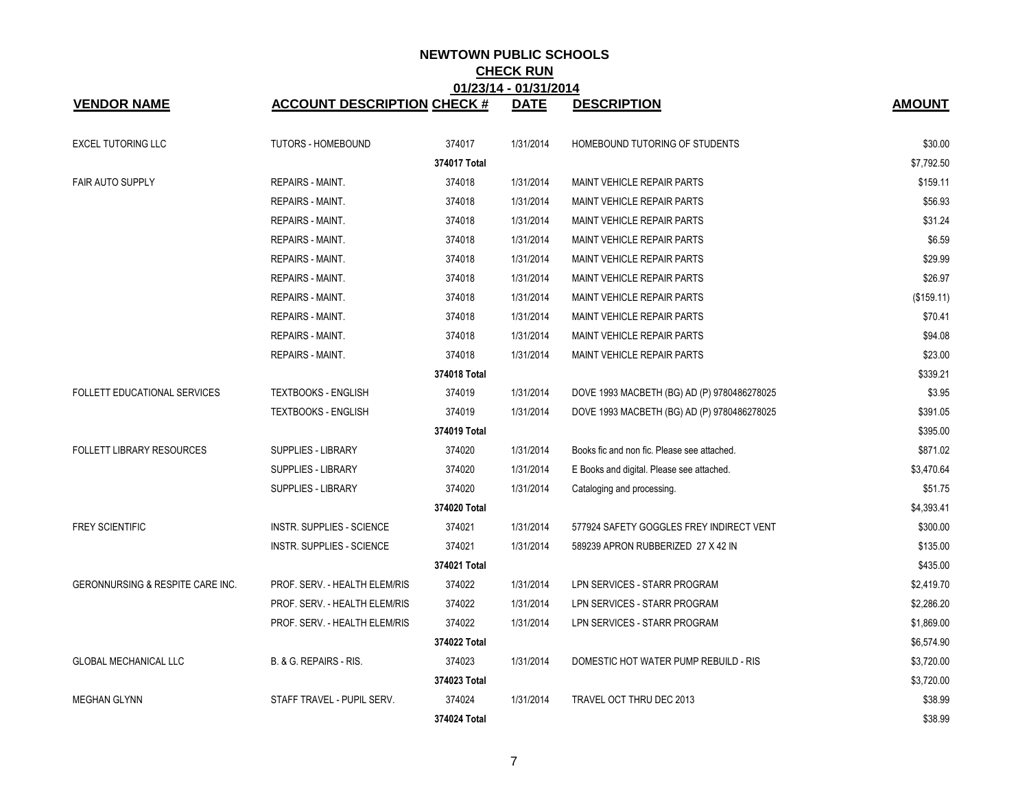# NEWTOWN PUBLIC SCHOOLS

## CHECK RUN

### 01/23/14 - 01/31/2014

| VENDOR NAME | ACCOUNT DESCRIPTION | CHECK # | DATE | DESCRIPTION | AMOUNT |
|---|---|---|---|---|---|
| EXCEL TUTORING LLC | TUTORS - HOMEBOUND | 374017 | 1/31/2014 | HOMEBOUND TUTORING OF STUDENTS | $30.00 |
| | | 374017 Total | | | $7,792.50 |
| FAIR AUTO SUPPLY | REPAIRS - MAINT. | 374018 | 1/31/2014 | MAINT VEHICLE REPAIR PARTS | $159.11 |
| | REPAIRS - MAINT. | 374018 | 1/31/2014 | MAINT VEHICLE REPAIR PARTS | $56.93 |
| | REPAIRS - MAINT. | 374018 | 1/31/2014 | MAINT VEHICLE REPAIR PARTS | $31.24 |
| | REPAIRS - MAINT. | 374018 | 1/31/2014 | MAINT VEHICLE REPAIR PARTS | $6.59 |
| | REPAIRS - MAINT. | 374018 | 1/31/2014 | MAINT VEHICLE REPAIR PARTS | $29.99 |
| | REPAIRS - MAINT. | 374018 | 1/31/2014 | MAINT VEHICLE REPAIR PARTS | $26.97 |
| | REPAIRS - MAINT. | 374018 | 1/31/2014 | MAINT VEHICLE REPAIR PARTS | ($159.11) |
| | REPAIRS - MAINT. | 374018 | 1/31/2014 | MAINT VEHICLE REPAIR PARTS | $70.41 |
| | REPAIRS - MAINT. | 374018 | 1/31/2014 | MAINT VEHICLE REPAIR PARTS | $94.08 |
| | REPAIRS - MAINT. | 374018 | 1/31/2014 | MAINT VEHICLE REPAIR PARTS | $23.00 |
| | | 374018 Total | | | $339.21 |
| FOLLETT EDUCATIONAL SERVICES | TEXTBOOKS - ENGLISH | 374019 | 1/31/2014 | DOVE 1993 MACBETH (BG) AD (P) 9780486278025 | $3.95 |
| | TEXTBOOKS - ENGLISH | 374019 | 1/31/2014 | DOVE 1993 MACBETH (BG) AD (P) 9780486278025 | $391.05 |
| | | 374019 Total | | | $395.00 |
| FOLLETT LIBRARY RESOURCES | SUPPLIES - LIBRARY | 374020 | 1/31/2014 | Books fic and non fic. Please see attached. | $871.02 |
| | SUPPLIES - LIBRARY | 374020 | 1/31/2014 | E Books and digital. Please see attached. | $3,470.64 |
| | SUPPLIES - LIBRARY | 374020 | 1/31/2014 | Cataloging and processing. | $51.75 |
| | | 374020 Total | | | $4,393.41 |
| FREY SCIENTIFIC | INSTR. SUPPLIES - SCIENCE | 374021 | 1/31/2014 | 577924 SAFETY GOGGLES FREY INDIRECT VENT | $300.00 |
| | INSTR. SUPPLIES - SCIENCE | 374021 | 1/31/2014 | 589239 APRON RUBBERIZED 27 X 42 IN | $135.00 |
| | | 374021 Total | | | $435.00 |
| GERONNURSING & RESPITE CARE INC. | PROF. SERV. - HEALTH ELEM/RIS | 374022 | 1/31/2014 | LPN SERVICES - STARR PROGRAM | $2,419.70 |
| | PROF. SERV. - HEALTH ELEM/RIS | 374022 | 1/31/2014 | LPN SERVICES - STARR PROGRAM | $2,286.20 |
| | PROF. SERV. - HEALTH ELEM/RIS | 374022 | 1/31/2014 | LPN SERVICES - STARR PROGRAM | $1,869.00 |
| | | 374022 Total | | | $6,574.90 |
| GLOBAL MECHANICAL LLC | B. & G. REPAIRS - RIS. | 374023 | 1/31/2014 | DOMESTIC HOT WATER PUMP REBUILD - RIS | $3,720.00 |
| | | 374023 Total | | | $3,720.00 |
| MEGHAN GLYNN | STAFF TRAVEL - PUPIL SERV. | 374024 | 1/31/2014 | TRAVEL OCT THRU DEC 2013 | $38.99 |
| | | 374024 Total | | | $38.99 |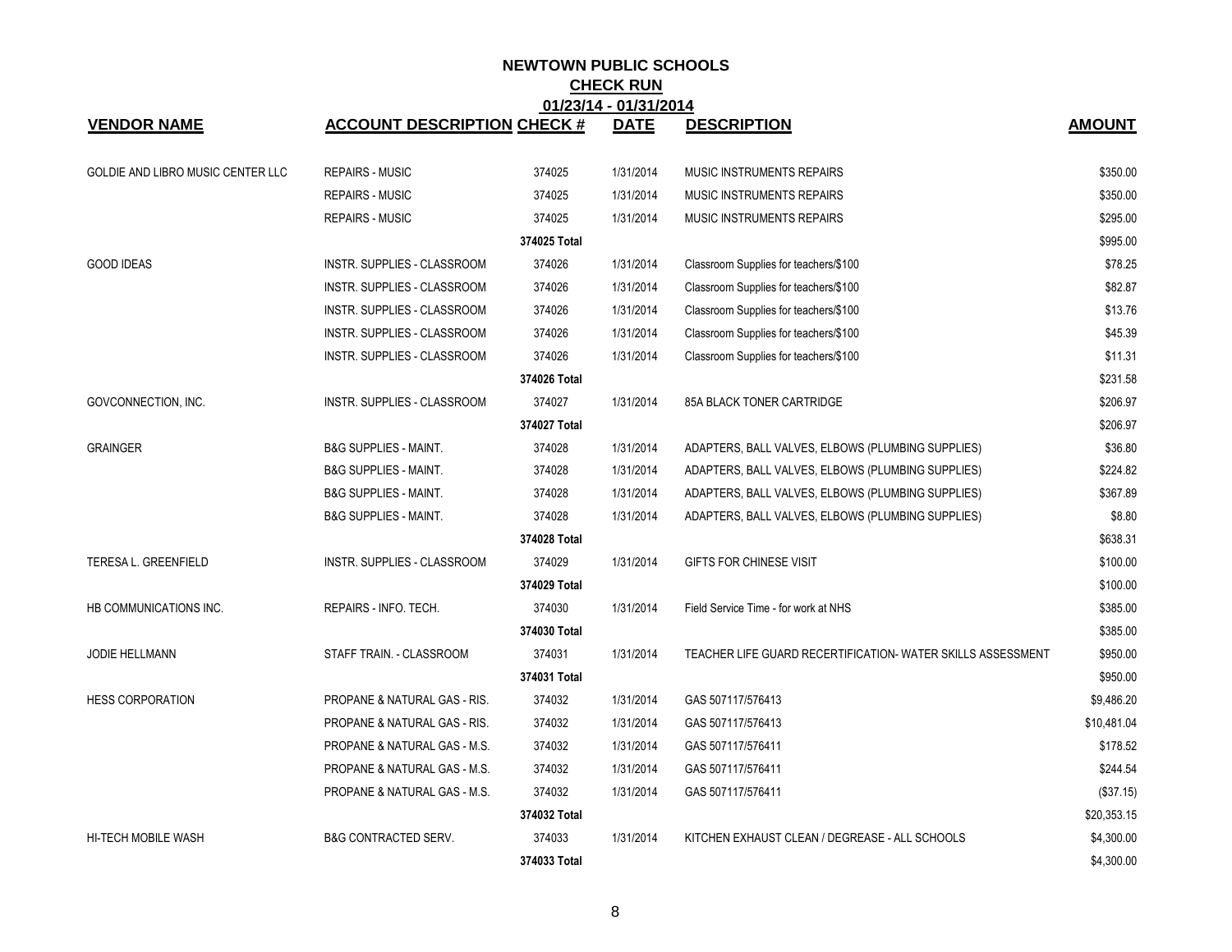# NEWTOWN PUBLIC SCHOOLS

## CHECK RUN

### 01/23/14 - 01/31/2014

| VENDOR NAME | ACCOUNT DESCRIPTION | CHECK # | DATE | DESCRIPTION | AMOUNT |
|---|---|---|---|---|---|
| GOLDIE AND LIBRO MUSIC CENTER LLC | REPAIRS - MUSIC | 374025 | 1/31/2014 | MUSIC INSTRUMENTS REPAIRS | $350.00 |
| | REPAIRS - MUSIC | 374025 | 1/31/2014 | MUSIC INSTRUMENTS REPAIRS | $350.00 |
| | REPAIRS - MUSIC | 374025 | 1/31/2014 | MUSIC INSTRUMENTS REPAIRS | $295.00 |
| | | 374025 Total | | | $995.00 |
| GOOD IDEAS | INSTR. SUPPLIES - CLASSROOM | 374026 | 1/31/2014 | Classroom Supplies for teachers/$100 | $78.25 |
| | INSTR. SUPPLIES - CLASSROOM | 374026 | 1/31/2014 | Classroom Supplies for teachers/$100 | $82.87 |
| | INSTR. SUPPLIES - CLASSROOM | 374026 | 1/31/2014 | Classroom Supplies for teachers/$100 | $13.76 |
| | INSTR. SUPPLIES - CLASSROOM | 374026 | 1/31/2014 | Classroom Supplies for teachers/$100 | $45.39 |
| | INSTR. SUPPLIES - CLASSROOM | 374026 | 1/31/2014 | Classroom Supplies for teachers/$100 | $11.31 |
| | | 374026 Total | | | $231.58 |
| GOVCONNECTION, INC. | INSTR. SUPPLIES - CLASSROOM | 374027 | 1/31/2014 | 85A BLACK TONER CARTRIDGE | $206.97 |
| | | 374027 Total | | | $206.97 |
| GRAINGER | B&G SUPPLIES - MAINT. | 374028 | 1/31/2014 | ADAPTERS, BALL VALVES, ELBOWS (PLUMBING SUPPLIES) | $36.80 |
| | B&G SUPPLIES - MAINT. | 374028 | 1/31/2014 | ADAPTERS, BALL VALVES, ELBOWS (PLUMBING SUPPLIES) | $224.82 |
| | B&G SUPPLIES - MAINT. | 374028 | 1/31/2014 | ADAPTERS, BALL VALVES, ELBOWS (PLUMBING SUPPLIES) | $367.89 |
| | B&G SUPPLIES - MAINT. | 374028 | 1/31/2014 | ADAPTERS, BALL VALVES, ELBOWS (PLUMBING SUPPLIES) | $8.80 |
| | | 374028 Total | | | $638.31 |
| TERESA L. GREENFIELD | INSTR. SUPPLIES - CLASSROOM | 374029 | 1/31/2014 | GIFTS FOR CHINESE VISIT | $100.00 |
| | | 374029 Total | | | $100.00 |
| HB COMMUNICATIONS INC. | REPAIRS - INFO. TECH. | 374030 | 1/31/2014 | Field Service Time - for work at NHS | $385.00 |
| | | 374030 Total | | | $385.00 |
| JODIE HELLMANN | STAFF TRAIN. - CLASSROOM | 374031 | 1/31/2014 | TEACHER LIFE GUARD RECERTIFICATION- WATER SKILLS ASSESSMENT | $950.00 |
| | | 374031 Total | | | $950.00 |
| HESS CORPORATION | PROPANE & NATURAL GAS - RIS. | 374032 | 1/31/2014 | GAS 507117/576413 | $9,486.20 |
| | PROPANE & NATURAL GAS - RIS. | 374032 | 1/31/2014 | GAS 507117/576413 | $10,481.04 |
| | PROPANE & NATURAL GAS - M.S. | 374032 | 1/31/2014 | GAS 507117/576411 | $178.52 |
| | PROPANE & NATURAL GAS - M.S. | 374032 | 1/31/2014 | GAS 507117/576411 | $244.54 |
| | PROPANE & NATURAL GAS - M.S. | 374032 | 1/31/2014 | GAS 507117/576411 | ($37.15) |
| | | 374032 Total | | | $20,353.15 |
| HI-TECH MOBILE WASH | B&G CONTRACTED SERV. | 374033 | 1/31/2014 | KITCHEN EXHAUST CLEAN / DEGREASE - ALL SCHOOLS | $4,300.00 |
| | | 374033 Total | | | $4,300.00 |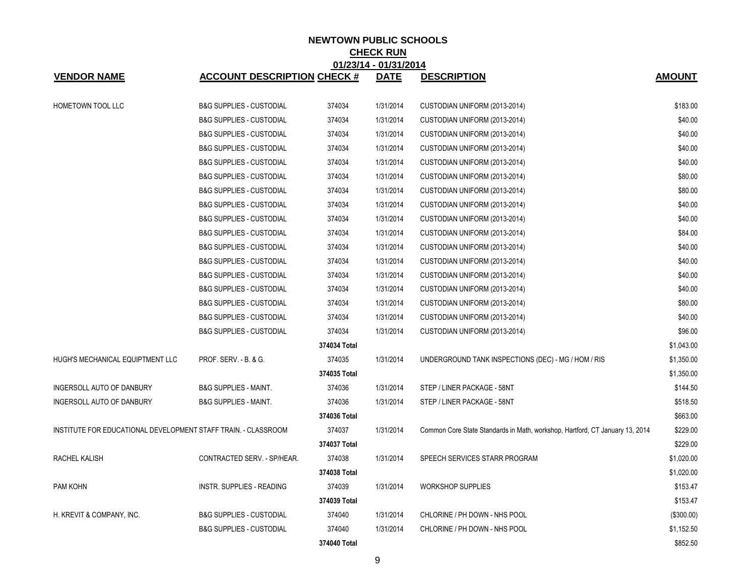# NEWTOWN PUBLIC SCHOOLS

## CHECK RUN

### 01/23/14 - 01/31/2014

| VENDOR NAME | ACCOUNT DESCRIPTION | CHECK # | DATE | DESCRIPTION | AMOUNT |
|---|---|---|---|---|---|
| HOMETOWN TOOL LLC | B&G SUPPLIES - CUSTODIAL | 374034 | 1/31/2014 | CUSTODIAN UNIFORM (2013-2014) | $183.00 |
| | B&G SUPPLIES - CUSTODIAL | 374034 | 1/31/2014 | CUSTODIAN UNIFORM (2013-2014) | $40.00 |
| | B&G SUPPLIES - CUSTODIAL | 374034 | 1/31/2014 | CUSTODIAN UNIFORM (2013-2014) | $40.00 |
| | B&G SUPPLIES - CUSTODIAL | 374034 | 1/31/2014 | CUSTODIAN UNIFORM (2013-2014) | $40.00 |
| | B&G SUPPLIES - CUSTODIAL | 374034 | 1/31/2014 | CUSTODIAN UNIFORM (2013-2014) | $40.00 |
| | B&G SUPPLIES - CUSTODIAL | 374034 | 1/31/2014 | CUSTODIAN UNIFORM (2013-2014) | $80.00 |
| | B&G SUPPLIES - CUSTODIAL | 374034 | 1/31/2014 | CUSTODIAN UNIFORM (2013-2014) | $80.00 |
| | B&G SUPPLIES - CUSTODIAL | 374034 | 1/31/2014 | CUSTODIAN UNIFORM (2013-2014) | $40.00 |
| | B&G SUPPLIES - CUSTODIAL | 374034 | 1/31/2014 | CUSTODIAN UNIFORM (2013-2014) | $40.00 |
| | B&G SUPPLIES - CUSTODIAL | 374034 | 1/31/2014 | CUSTODIAN UNIFORM (2013-2014) | $84.00 |
| | B&G SUPPLIES - CUSTODIAL | 374034 | 1/31/2014 | CUSTODIAN UNIFORM (2013-2014) | $40.00 |
| | B&G SUPPLIES - CUSTODIAL | 374034 | 1/31/2014 | CUSTODIAN UNIFORM (2013-2014) | $40.00 |
| | B&G SUPPLIES - CUSTODIAL | 374034 | 1/31/2014 | CUSTODIAN UNIFORM (2013-2014) | $40.00 |
| | B&G SUPPLIES - CUSTODIAL | 374034 | 1/31/2014 | CUSTODIAN UNIFORM (2013-2014) | $40.00 |
| | B&G SUPPLIES - CUSTODIAL | 374034 | 1/31/2014 | CUSTODIAN UNIFORM (2013-2014) | $80.00 |
| | B&G SUPPLIES - CUSTODIAL | 374034 | 1/31/2014 | CUSTODIAN UNIFORM (2013-2014) | $40.00 |
| | B&G SUPPLIES - CUSTODIAL | 374034 | 1/31/2014 | CUSTODIAN UNIFORM (2013-2014) | $96.00 |
| | | **374034 Total** | | | $1,043.00 |
| HUGH'S MECHANICAL EQUIPTMENT LLC | PROF. SERV. - B. & G. | 374035 | 1/31/2014 | UNDERGROUND TANK INSPECTIONS (DEC) - MG / HOM / RIS | $1,350.00 |
| | | **374035 Total** | | | $1,350.00 |
| INGERSOLL AUTO OF DANBURY | B&G SUPPLIES - MAINT. | 374036 | 1/31/2014 | STEP / LINER PACKAGE - 58NT | $144.50 |
| INGERSOLL AUTO OF DANBURY | B&G SUPPLIES - MAINT. | 374036 | 1/31/2014 | STEP / LINER PACKAGE - 58NT | $518.50 |
| | | **374036 Total** | | | $663.00 |
| INSTITUTE FOR EDUCATIONAL DEVELOPMENT | STAFF TRAIN. - CLASSROOM | 374037 | 1/31/2014 | Common Core State Standards in Math, workshop, Hartford, CT January 13, 2014 | $229.00 |
| | | **374037 Total** | | | $229.00 |
| RACHEL KALISH | CONTRACTED SERV. - SP/HEAR. | 374038 | 1/31/2014 | SPEECH SERVICES STARR PROGRAM | $1,020.00 |
| | | **374038 Total** | | | $1,020.00 |
| PAM KOHN | INSTR. SUPPLIES - READING | 374039 | 1/31/2014 | WORKSHOP SUPPLIES | $153.47 |
| | | **374039 Total** | | | $153.47 |
| H. KREVIT & COMPANY, INC. | B&G SUPPLIES - CUSTODIAL | 374040 | 1/31/2014 | CHLORINE / PH DOWN - NHS POOL | ($300.00) |
| | B&G SUPPLIES - CUSTODIAL | 374040 | 1/31/2014 | CHLORINE / PH DOWN - NHS POOL | $1,152.50 |
| | | **374040 Total** | | | $852.50 |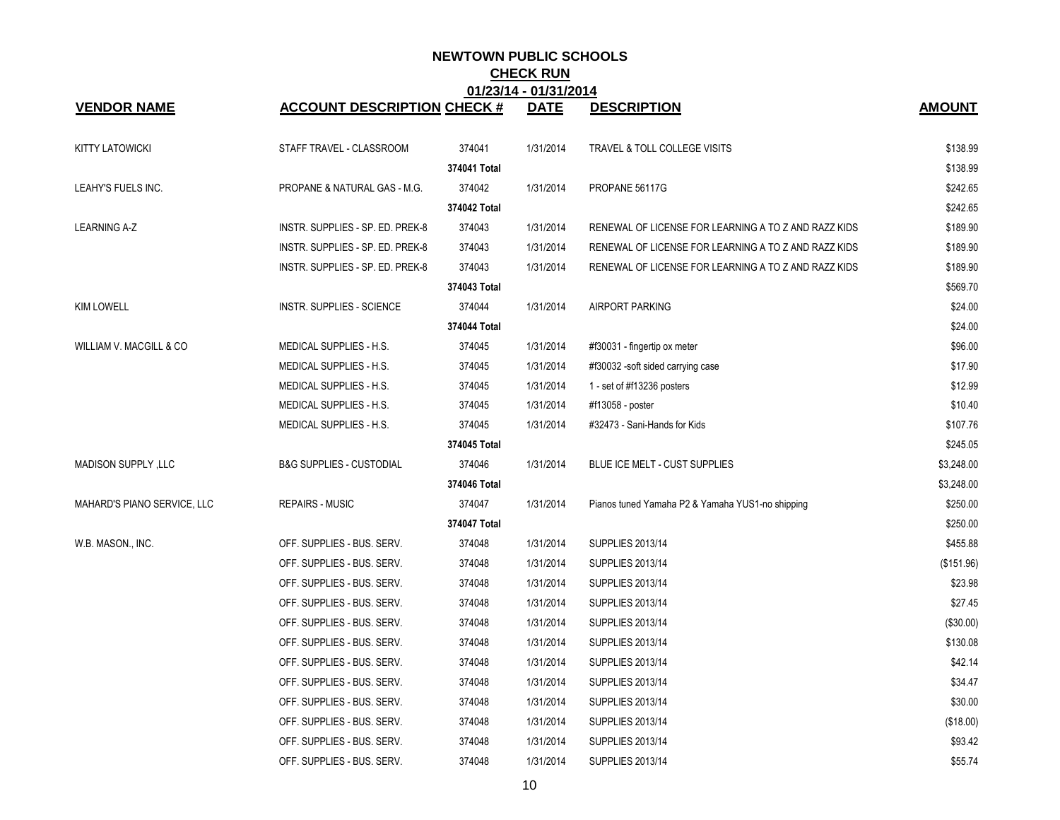# NEWTOWN PUBLIC SCHOOLS

## CHECK RUN

### 01/23/14 - 01/31/2014

| VENDOR NAME | ACCOUNT DESCRIPTION | CHECK # | DATE | DESCRIPTION | AMOUNT |
|---|---|---|---|---|---|
| KITTY LATOWICKI | STAFF TRAVEL - CLASSROOM | 374041 | 1/31/2014 | TRAVEL & TOLL COLLEGE VISITS | $138.99 |
| | | 374041 Total | | | $138.99 |
| LEAHY'S FUELS INC. | PROPANE & NATURAL GAS - M.G. | 374042 | 1/31/2014 | PROPANE 56117G | $242.65 |
| | | 374042 Total | | | $242.65 |
| LEARNING A-Z | INSTR. SUPPLIES - SP. ED. PREK-8 | 374043 | 1/31/2014 | RENEWAL OF LICENSE FOR LEARNING A TO Z AND RAZZ KIDS | $189.90 |
| | INSTR. SUPPLIES - SP. ED. PREK-8 | 374043 | 1/31/2014 | RENEWAL OF LICENSE FOR LEARNING A TO Z AND RAZZ KIDS | $189.90 |
| | INSTR. SUPPLIES - SP. ED. PREK-8 | 374043 | 1/31/2014 | RENEWAL OF LICENSE FOR LEARNING A TO Z AND RAZZ KIDS | $189.90 |
| | | 374043 Total | | | $569.70 |
| KIM LOWELL | INSTR. SUPPLIES - SCIENCE | 374044 | 1/31/2014 | AIRPORT PARKING | $24.00 |
| | | 374044 Total | | | $24.00 |
| WILLIAM V. MACGILL & CO | MEDICAL SUPPLIES - H.S. | 374045 | 1/31/2014 | #f30031 - fingertip ox meter | $96.00 |
| | MEDICAL SUPPLIES - H.S. | 374045 | 1/31/2014 | #f30032 -soft sided carrying case | $17.90 |
| | MEDICAL SUPPLIES - H.S. | 374045 | 1/31/2014 | 1 - set of #f13236 posters | $12.99 |
| | MEDICAL SUPPLIES - H.S. | 374045 | 1/31/2014 | #f13058 - poster | $10.40 |
| | MEDICAL SUPPLIES - H.S. | 374045 | 1/31/2014 | #32473 - Sani-Hands for Kids | $107.76 |
| | | 374045 Total | | | $245.05 |
| MADISON SUPPLY ,LLC | B&G SUPPLIES - CUSTODIAL | 374046 | 1/31/2014 | BLUE ICE MELT - CUST SUPPLIES | $3,248.00 |
| | | 374046 Total | | | $3,248.00 |
| MAHARD'S PIANO SERVICE, LLC | REPAIRS - MUSIC | 374047 | 1/31/2014 | Pianos tuned Yamaha P2 & Yamaha YUS1-no shipping | $250.00 |
| | | 374047 Total | | | $250.00 |
| W.B. MASON., INC. | OFF. SUPPLIES - BUS. SERV. | 374048 | 1/31/2014 | SUPPLIES 2013/14 | $455.88 |
| | OFF. SUPPLIES - BUS. SERV. | 374048 | 1/31/2014 | SUPPLIES 2013/14 | ($151.96) |
| | OFF. SUPPLIES - BUS. SERV. | 374048 | 1/31/2014 | SUPPLIES 2013/14 | $23.98 |
| | OFF. SUPPLIES - BUS. SERV. | 374048 | 1/31/2014 | SUPPLIES 2013/14 | $27.45 |
| | OFF. SUPPLIES - BUS. SERV. | 374048 | 1/31/2014 | SUPPLIES 2013/14 | ($30.00) |
| | OFF. SUPPLIES - BUS. SERV. | 374048 | 1/31/2014 | SUPPLIES 2013/14 | $130.08 |
| | OFF. SUPPLIES - BUS. SERV. | 374048 | 1/31/2014 | SUPPLIES 2013/14 | $42.14 |
| | OFF. SUPPLIES - BUS. SERV. | 374048 | 1/31/2014 | SUPPLIES 2013/14 | $34.47 |
| | OFF. SUPPLIES - BUS. SERV. | 374048 | 1/31/2014 | SUPPLIES 2013/14 | $30.00 |
| | OFF. SUPPLIES - BUS. SERV. | 374048 | 1/31/2014 | SUPPLIES 2013/14 | ($18.00) |
| | OFF. SUPPLIES - BUS. SERV. | 374048 | 1/31/2014 | SUPPLIES 2013/14 | $93.42 |
| | OFF. SUPPLIES - BUS. SERV. | 374048 | 1/31/2014 | SUPPLIES 2013/14 | $55.74 |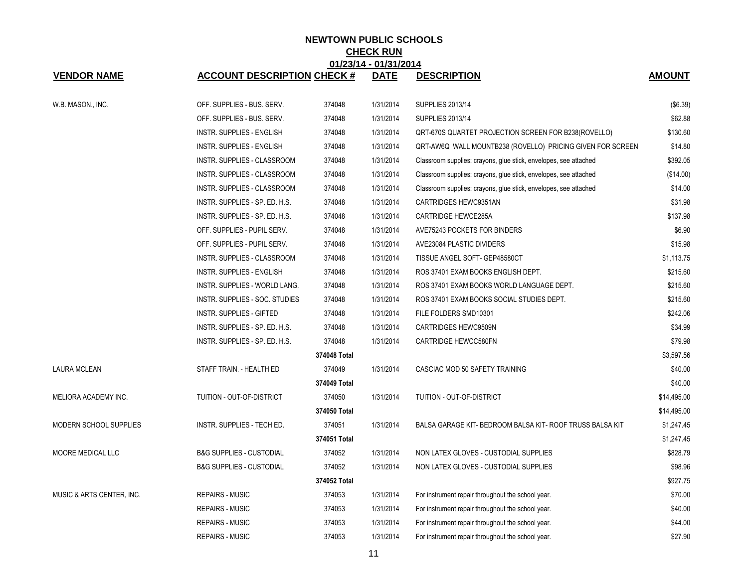# NEWTOWN PUBLIC SCHOOLS

## CHECK RUN

### 01/23/14 - 01/31/2014

| VENDOR NAME | ACCOUNT DESCRIPTION | CHECK # | DATE | DESCRIPTION | AMOUNT |
|---|---|---|---|---|---|
| W.B. MASON., INC. | OFF. SUPPLIES - BUS. SERV. | 374048 | 1/31/2014 | SUPPLIES 2013/14 | ($6.39) |
| | OFF. SUPPLIES - BUS. SERV. | 374048 | 1/31/2014 | SUPPLIES 2013/14 | $62.88 |
| | INSTR. SUPPLIES - ENGLISH | 374048 | 1/31/2014 | QRT-670S QUARTET PROJECTION SCREEN FOR B238(ROVELLO) | $130.60 |
| | INSTR. SUPPLIES - ENGLISH | 374048 | 1/31/2014 | QRT-AW6Q WALL MOUNTB238 (ROVELLO) PRICING GIVEN FOR SCREEN | $14.80 |
| | INSTR. SUPPLIES - CLASSROOM | 374048 | 1/31/2014 | Classroom supplies: crayons, glue stick, envelopes, see attached | $392.05 |
| | INSTR. SUPPLIES - CLASSROOM | 374048 | 1/31/2014 | Classroom supplies: crayons, glue stick, envelopes, see attached | ($14.00) |
| | INSTR. SUPPLIES - CLASSROOM | 374048 | 1/31/2014 | Classroom supplies: crayons, glue stick, envelopes, see attached | $14.00 |
| | INSTR. SUPPLIES - SP. ED. H.S. | 374048 | 1/31/2014 | CARTRIDGES HEWC9351AN | $31.98 |
| | INSTR. SUPPLIES - SP. ED. H.S. | 374048 | 1/31/2014 | CARTRIDGE HEWCE285A | $137.98 |
| | OFF. SUPPLIES - PUPIL SERV. | 374048 | 1/31/2014 | AVE75243 POCKETS FOR BINDERS | $6.90 |
| | OFF. SUPPLIES - PUPIL SERV. | 374048 | 1/31/2014 | AVE23084 PLASTIC DIVIDERS | $15.98 |
| | INSTR. SUPPLIES - CLASSROOM | 374048 | 1/31/2014 | TISSUE ANGEL SOFT- GEP48580CT | $1,113.75 |
| | INSTR. SUPPLIES - ENGLISH | 374048 | 1/31/2014 | ROS 37401 EXAM BOOKS ENGLISH DEPT. | $215.60 |
| | INSTR. SUPPLIES - WORLD LANG. | 374048 | 1/31/2014 | ROS 37401 EXAM BOOKS WORLD LANGUAGE DEPT. | $215.60 |
| | INSTR. SUPPLIES - SOC. STUDIES | 374048 | 1/31/2014 | ROS 37401 EXAM BOOKS SOCIAL STUDIES DEPT. | $215.60 |
| | INSTR. SUPPLIES - GIFTED | 374048 | 1/31/2014 | FILE FOLDERS SMD10301 | $242.06 |
| | INSTR. SUPPLIES - SP. ED. H.S. | 374048 | 1/31/2014 | CARTRIDGES HEWC9509N | $34.99 |
| | INSTR. SUPPLIES - SP. ED. H.S. | 374048 | 1/31/2014 | CARTRIDGE HEWCC580FN | $79.98 |
| | | 374048 Total | | | $3,597.56 |
| LAURA MCLEAN | STAFF TRAIN. - HEALTH ED | 374049 | 1/31/2014 | CASCIAC MOD 50 SAFETY TRAINING | $40.00 |
| | | 374049 Total | | | $40.00 |
| MELIORA ACADEMY INC. | TUITION - OUT-OF-DISTRICT | 374050 | 1/31/2014 | TUITION - OUT-OF-DISTRICT | $14,495.00 |
| | | 374050 Total | | | $14,495.00 |
| MODERN SCHOOL SUPPLIES | INSTR. SUPPLIES - TECH ED. | 374051 | 1/31/2014 | BALSA GARAGE KIT- BEDROOM BALSA KIT- ROOF TRUSS BALSA KIT | $1,247.45 |
| | | 374051 Total | | | $1,247.45 |
| MOORE MEDICAL LLC | B&G SUPPLIES - CUSTODIAL | 374052 | 1/31/2014 | NON LATEX GLOVES - CUSTODIAL SUPPLIES | $828.79 |
| | B&G SUPPLIES - CUSTODIAL | 374052 | 1/31/2014 | NON LATEX GLOVES - CUSTODIAL SUPPLIES | $98.96 |
| | | 374052 Total | | | $927.75 |
| MUSIC & ARTS CENTER, INC. | REPAIRS - MUSIC | 374053 | 1/31/2014 | For instrument repair throughout the school year. | $70.00 |
| | REPAIRS - MUSIC | 374053 | 1/31/2014 | For instrument repair throughout the school year. | $40.00 |
| | REPAIRS - MUSIC | 374053 | 1/31/2014 | For instrument repair throughout the school year. | $44.00 |
| | REPAIRS - MUSIC | 374053 | 1/31/2014 | For instrument repair throughout the school year. | $27.90 |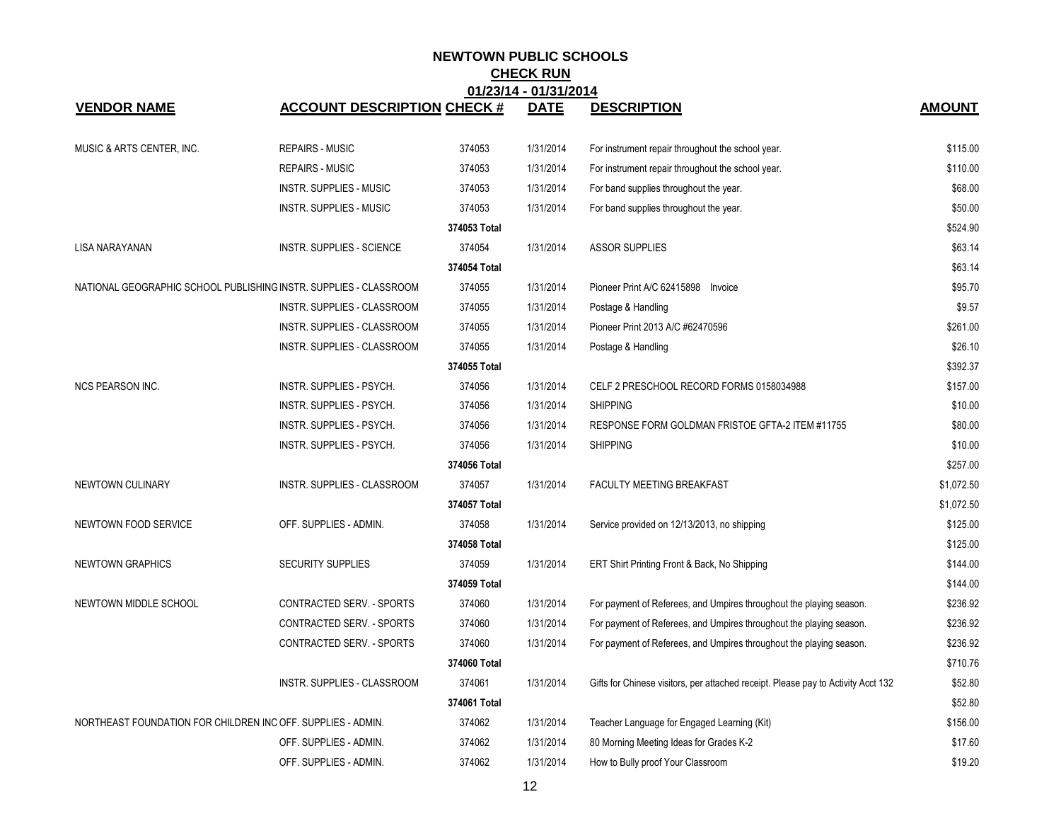# NEWTOWN PUBLIC SCHOOLS

## CHECK RUN

## 01/23/14 - 01/31/2014

| VENDOR NAME | ACCOUNT DESCRIPTION | CHECK # | DATE | DESCRIPTION | AMOUNT |
|---|---|---|---|---|---|
| MUSIC & ARTS CENTER, INC. | REPAIRS - MUSIC | 374053 | 1/31/2014 | For instrument repair throughout the school year. | $115.00 |
| | REPAIRS - MUSIC | 374053 | 1/31/2014 | For instrument repair throughout the school year. | $110.00 |
| | INSTR. SUPPLIES - MUSIC | 374053 | 1/31/2014 | For band supplies throughout the year. | $68.00 |
| | INSTR. SUPPLIES - MUSIC | 374053 | 1/31/2014 | For band supplies throughout the year. | $50.00 |
| | | 374053 Total | | | $524.90 |
| LISA NARAYANAN | INSTR. SUPPLIES - SCIENCE | 374054 | 1/31/2014 | ASSOR SUPPLIES | $63.14 |
| | | 374054 Total | | | $63.14 |
| NATIONAL GEOGRAPHIC SCHOOL PUBLISHING | INSTR. SUPPLIES - CLASSROOM | 374055 | 1/31/2014 | Pioneer Print A/C 62415898 Invoice | $95.70 |
| | INSTR. SUPPLIES - CLASSROOM | 374055 | 1/31/2014 | Postage & Handling | $9.57 |
| | INSTR. SUPPLIES - CLASSROOM | 374055 | 1/31/2014 | Pioneer Print 2013 A/C #62470596 | $261.00 |
| | INSTR. SUPPLIES - CLASSROOM | 374055 | 1/31/2014 | Postage & Handling | $26.10 |
| | | 374055 Total | | | $392.37 |
| NCS PEARSON INC. | INSTR. SUPPLIES - PSYCH. | 374056 | 1/31/2014 | CELF 2 PRESCHOOL RECORD FORMS 0158034988 | $157.00 |
| | INSTR. SUPPLIES - PSYCH. | 374056 | 1/31/2014 | SHIPPING | $10.00 |
| | INSTR. SUPPLIES - PSYCH. | 374056 | 1/31/2014 | RESPONSE FORM GOLDMAN FRISTOE GFTA-2 ITEM #11755 | $80.00 |
| | INSTR. SUPPLIES - PSYCH. | 374056 | 1/31/2014 | SHIPPING | $10.00 |
| | | 374056 Total | | | $257.00 |
| NEWTOWN CULINARY | INSTR. SUPPLIES - CLASSROOM | 374057 | 1/31/2014 | FACULTY MEETING BREAKFAST | $1,072.50 |
| | | 374057 Total | | | $1,072.50 |
| NEWTOWN FOOD SERVICE | OFF. SUPPLIES - ADMIN. | 374058 | 1/31/2014 | Service provided on 12/13/2013, no shipping | $125.00 |
| | | 374058 Total | | | $125.00 |
| NEWTOWN GRAPHICS | SECURITY SUPPLIES | 374059 | 1/31/2014 | ERT Shirt Printing Front & Back, No Shipping | $144.00 |
| | | 374059 Total | | | $144.00 |
| NEWTOWN MIDDLE SCHOOL | CONTRACTED SERV. - SPORTS | 374060 | 1/31/2014 | For payment of Referees, and Umpires throughout the playing season. | $236.92 |
| | CONTRACTED SERV. - SPORTS | 374060 | 1/31/2014 | For payment of Referees, and Umpires throughout the playing season. | $236.92 |
| | CONTRACTED SERV. - SPORTS | 374060 | 1/31/2014 | For payment of Referees, and Umpires throughout the playing season. | $236.92 |
| | | 374060 Total | | | $710.76 |
| | INSTR. SUPPLIES - CLASSROOM | 374061 | 1/31/2014 | Gifts for Chinese visitors, per attached receipt. Please pay to Activity Acct 132 | $52.80 |
| | | 374061 Total | | | $52.80 |
| NORTHEAST FOUNDATION FOR CHILDREN INC | OFF. SUPPLIES - ADMIN. | 374062 | 1/31/2014 | Teacher Language for Engaged Learning (Kit) | $156.00 |
| | OFF. SUPPLIES - ADMIN. | 374062 | 1/31/2014 | 80 Morning Meeting Ideas for Grades K-2 | $17.60 |
| | OFF. SUPPLIES - ADMIN. | 374062 | 1/31/2014 | How to Bully proof Your Classroom | $19.20 |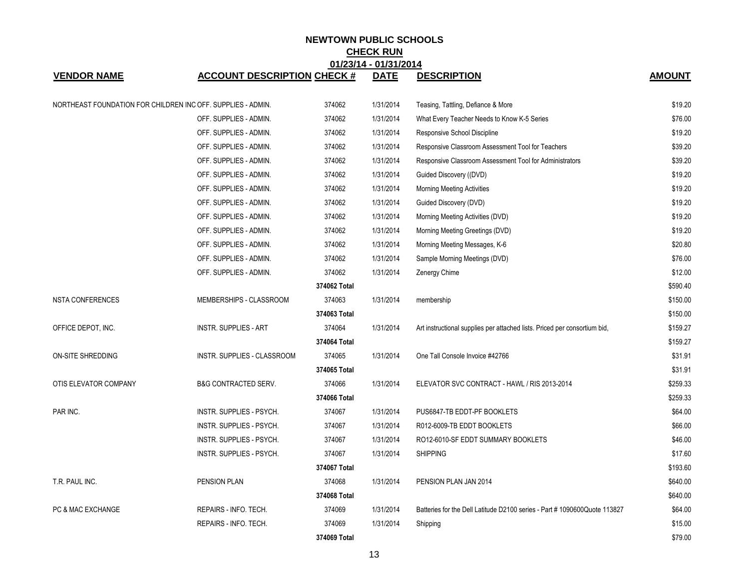# NEWTOWN PUBLIC SCHOOLS

## CHECK RUN

## 01/23/14 - 01/31/2014

| VENDOR NAME | ACCOUNT DESCRIPTION | CHECK # | DATE | DESCRIPTION | AMOUNT |
|---|---|---|---|---|---|
| NORTHEAST FOUNDATION FOR CHILDREN INC | OFF. SUPPLIES - ADMIN. | 374062 | 1/31/2014 | Teasing, Tattling, Defiance & More | $19.20 |
| | OFF. SUPPLIES - ADMIN. | 374062 | 1/31/2014 | What Every Teacher Needs to Know K-5 Series | $76.00 |
| | OFF. SUPPLIES - ADMIN. | 374062 | 1/31/2014 | Responsive School Discipline | $19.20 |
| | OFF. SUPPLIES - ADMIN. | 374062 | 1/31/2014 | Responsive Classroom Assessment Tool for Teachers | $39.20 |
| | OFF. SUPPLIES - ADMIN. | 374062 | 1/31/2014 | Responsive Classroom Assessment Tool for Administrators | $39.20 |
| | OFF. SUPPLIES - ADMIN. | 374062 | 1/31/2014 | Guided Discovery ((DVD) | $19.20 |
| | OFF. SUPPLIES - ADMIN. | 374062 | 1/31/2014 | Morning Meeting Activities | $19.20 |
| | OFF. SUPPLIES - ADMIN. | 374062 | 1/31/2014 | Guided Discovery (DVD) | $19.20 |
| | OFF. SUPPLIES - ADMIN. | 374062 | 1/31/2014 | Morning Meeting Activities (DVD) | $19.20 |
| | OFF. SUPPLIES - ADMIN. | 374062 | 1/31/2014 | Morning Meeting Greetings (DVD) | $19.20 |
| | OFF. SUPPLIES - ADMIN. | 374062 | 1/31/2014 | Morning Meeting Messages, K-6 | $20.80 |
| | OFF. SUPPLIES - ADMIN. | 374062 | 1/31/2014 | Sample Morning Meetings (DVD) | $76.00 |
| | OFF. SUPPLIES - ADMIN. | 374062 | 1/31/2014 | Zenergy Chime | $12.00 |
| | | 374062 Total | | | $590.40 |
| NSTA CONFERENCES | MEMBERSHIPS - CLASSROOM | 374063 | 1/31/2014 | membership | $150.00 |
| | | 374063 Total | | | $150.00 |
| OFFICE DEPOT, INC. | INSTR. SUPPLIES - ART | 374064 | 1/31/2014 | Art instructional supplies per attached lists. Priced per consortium bid, | $159.27 |
| | | 374064 Total | | | $159.27 |
| ON-SITE SHREDDING | INSTR. SUPPLIES - CLASSROOM | 374065 | 1/31/2014 | One Tall Console Invoice #42766 | $31.91 |
| | | 374065 Total | | | $31.91 |
| OTIS ELEVATOR COMPANY | B&G CONTRACTED SERV. | 374066 | 1/31/2014 | ELEVATOR SVC CONTRACT - HAWL / RIS 2013-2014 | $259.33 |
| | | 374066 Total | | | $259.33 |
| PAR INC. | INSTR. SUPPLIES - PSYCH. | 374067 | 1/31/2014 | PUS6847-TB EDDT-PF BOOKLETS | $64.00 |
| | INSTR. SUPPLIES - PSYCH. | 374067 | 1/31/2014 | R012-6009-TB EDDT BOOKLETS | $66.00 |
| | INSTR. SUPPLIES - PSYCH. | 374067 | 1/31/2014 | RO12-6010-SF EDDT SUMMARY BOOKLETS | $46.00 |
| | INSTR. SUPPLIES - PSYCH. | 374067 | 1/31/2014 | SHIPPING | $17.60 |
| | | 374067 Total | | | $193.60 |
| T.R. PAUL INC. | PENSION PLAN | 374068 | 1/31/2014 | PENSION PLAN JAN 2014 | $640.00 |
| | | 374068 Total | | | $640.00 |
| PC & MAC EXCHANGE | REPAIRS - INFO. TECH. | 374069 | 1/31/2014 | Batteries for the Dell Latitude D2100 series - Part # 1090600Quote 113827 | $64.00 |
| | REPAIRS - INFO. TECH. | 374069 | 1/31/2014 | Shipping | $15.00 |
| | | 374069 Total | | | $79.00 |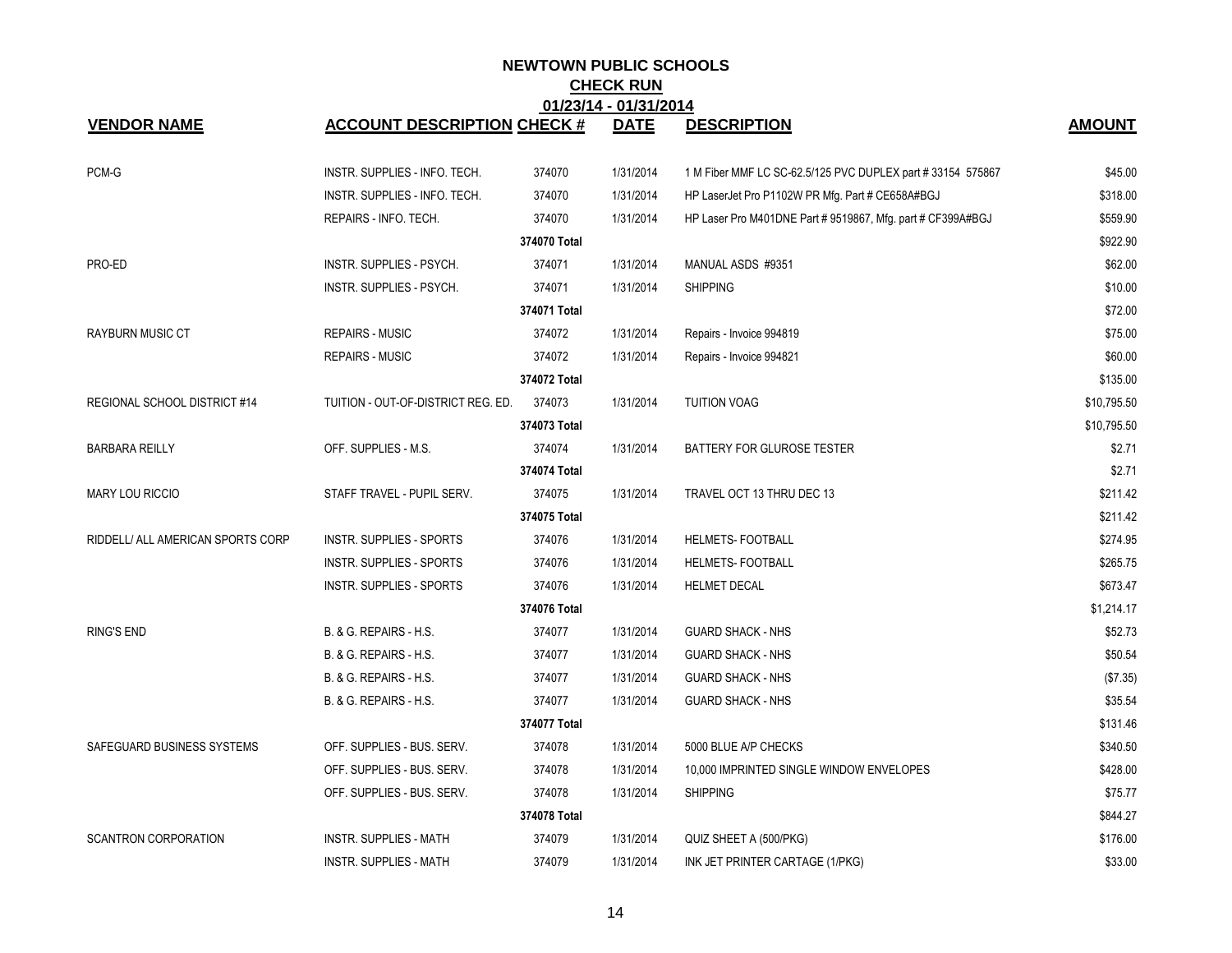# NEWTOWN PUBLIC SCHOOLS

## CHECK RUN

### 01/23/14 - 01/31/2014

| VENDOR NAME | ACCOUNT DESCRIPTION | CHECK # | DATE | DESCRIPTION | AMOUNT |
|---|---|---|---|---|---|
| PCM-G | INSTR. SUPPLIES - INFO. TECH. | 374070 | 1/31/2014 | 1 M Fiber MMF LC SC-62.5/125 PVC DUPLEX part # 33154 575867 | $45.00 |
| | INSTR. SUPPLIES - INFO. TECH. | 374070 | 1/31/2014 | HP LaserJet Pro P1102W PR Mfg. Part # CE658A#BGJ | $318.00 |
| | REPAIRS - INFO. TECH. | 374070 | 1/31/2014 | HP Laser Pro M401DNE Part # 9519867, Mfg. part # CF399A#BGJ | $559.90 |
| | | 374070 Total | | | $922.90 |
| PRO-ED | INSTR. SUPPLIES - PSYCH. | 374071 | 1/31/2014 | MANUAL ASDS #9351 | $62.00 |
| | INSTR. SUPPLIES - PSYCH. | 374071 | 1/31/2014 | SHIPPING | $10.00 |
| | | 374071 Total | | | $72.00 |
| RAYBURN MUSIC CT | REPAIRS - MUSIC | 374072 | 1/31/2014 | Repairs - Invoice 994819 | $75.00 |
| | REPAIRS - MUSIC | 374072 | 1/31/2014 | Repairs - Invoice 994821 | $60.00 |
| | | 374072 Total | | | $135.00 |
| REGIONAL SCHOOL DISTRICT #14 | TUITION - OUT-OF-DISTRICT REG. ED. | 374073 | 1/31/2014 | TUITION VOAG | $10,795.50 |
| | | 374073 Total | | | $10,795.50 |
| BARBARA REILLY | OFF. SUPPLIES - M.S. | 374074 | 1/31/2014 | BATTERY FOR GLUROSE TESTER | $2.71 |
| | | 374074 Total | | | $2.71 |
| MARY LOU RICCIO | STAFF TRAVEL - PUPIL SERV. | 374075 | 1/31/2014 | TRAVEL OCT 13 THRU DEC 13 | $211.42 |
| | | 374075 Total | | | $211.42 |
| RIDDELL/ ALL AMERICAN SPORTS CORP | INSTR. SUPPLIES - SPORTS | 374076 | 1/31/2014 | HELMETS- FOOTBALL | $274.95 |
| | INSTR. SUPPLIES - SPORTS | 374076 | 1/31/2014 | HELMETS- FOOTBALL | $265.75 |
| | INSTR. SUPPLIES - SPORTS | 374076 | 1/31/2014 | HELMET DECAL | $673.47 |
| | | 374076 Total | | | $1,214.17 |
| RING'S END | B. & G. REPAIRS - H.S. | 374077 | 1/31/2014 | GUARD SHACK - NHS | $52.73 |
| | B. & G. REPAIRS - H.S. | 374077 | 1/31/2014 | GUARD SHACK - NHS | $50.54 |
| | B. & G. REPAIRS - H.S. | 374077 | 1/31/2014 | GUARD SHACK - NHS | ($7.35) |
| | B. & G. REPAIRS - H.S. | 374077 | 1/31/2014 | GUARD SHACK - NHS | $35.54 |
| | | 374077 Total | | | $131.46 |
| SAFEGUARD BUSINESS SYSTEMS | OFF. SUPPLIES - BUS. SERV. | 374078 | 1/31/2014 | 5000 BLUE A/P CHECKS | $340.50 |
| | OFF. SUPPLIES - BUS. SERV. | 374078 | 1/31/2014 | 10,000 IMPRINTED SINGLE WINDOW ENVELOPES | $428.00 |
| | OFF. SUPPLIES - BUS. SERV. | 374078 | 1/31/2014 | SHIPPING | $75.77 |
| | | 374078 Total | | | $844.27 |
| SCANTRON CORPORATION | INSTR. SUPPLIES - MATH | 374079 | 1/31/2014 | QUIZ SHEET A (500/PKG) | $176.00 |
| | INSTR. SUPPLIES - MATH | 374079 | 1/31/2014 | INK JET PRINTER CARTAGE (1/PKG) | $33.00 |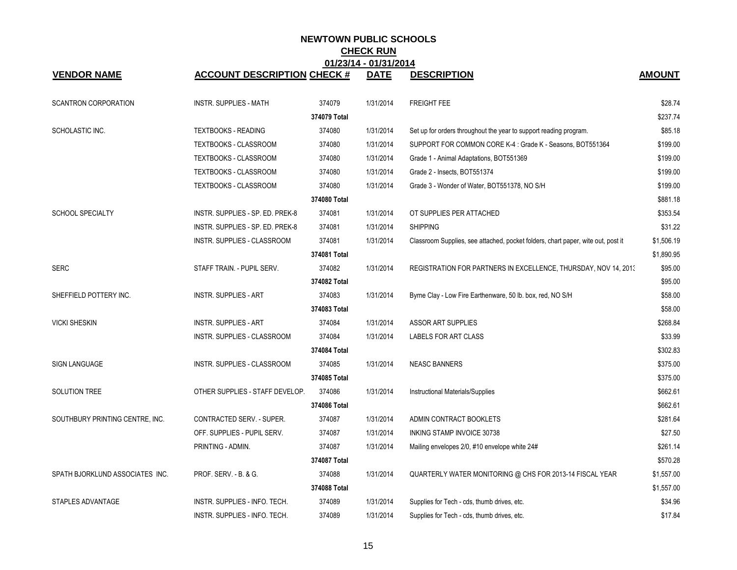# NEWTOWN PUBLIC SCHOOLS

## CHECK RUN

### 01/23/14 - 01/31/2014

| VENDOR NAME | ACCOUNT DESCRIPTION | CHECK # | DATE | DESCRIPTION | AMOUNT |
|---|---|---|---|---|---|
| SCANTRON CORPORATION | INSTR. SUPPLIES - MATH | 374079 | 1/31/2014 | FREIGHT FEE | $28.74 |
| | | 374079 Total | | | $237.74 |
| SCHOLASTIC INC. | TEXTBOOKS - READING | 374080 | 1/31/2014 | Set up for orders throughout the year to support reading program. | $85.18 |
| | TEXTBOOKS - CLASSROOM | 374080 | 1/31/2014 | SUPPORT FOR COMMON CORE K-4 : Grade K - Seasons, BOT551364 | $199.00 |
| | TEXTBOOKS - CLASSROOM | 374080 | 1/31/2014 | Grade 1 - Animal Adaptations, BOT551369 | $199.00 |
| | TEXTBOOKS - CLASSROOM | 374080 | 1/31/2014 | Grade 2 - Insects, BOT551374 | $199.00 |
| | TEXTBOOKS - CLASSROOM | 374080 | 1/31/2014 | Grade 3 - Wonder of Water, BOT551378, NO S/H | $199.00 |
| | | 374080 Total | | | $881.18 |
| SCHOOL SPECIALTY | INSTR. SUPPLIES - SP. ED. PREK-8 | 374081 | 1/31/2014 | OT SUPPLIES PER ATTACHED | $353.54 |
| | INSTR. SUPPLIES - SP. ED. PREK-8 | 374081 | 1/31/2014 | SHIPPING | $31.22 |
| | INSTR. SUPPLIES - CLASSROOM | 374081 | 1/31/2014 | Classroom Supplies, see attached, pocket folders, chart paper, wite out, post it | $1,506.19 |
| | | 374081 Total | | | $1,890.95 |
| SERC | STAFF TRAIN. - PUPIL SERV. | 374082 | 1/31/2014 | REGISTRATION FOR PARTNERS IN EXCELLENCE, THURSDAY, NOV 14, 2013 | $95.00 |
| | | 374082 Total | | | $95.00 |
| SHEFFIELD POTTERY INC. | INSTR. SUPPLIES - ART | 374083 | 1/31/2014 | Byrne Clay - Low Fire Earthenware, 50 lb. box, red, NO S/H | $58.00 |
| | | 374083 Total | | | $58.00 |
| VICKI SHESKIN | INSTR. SUPPLIES - ART | 374084 | 1/31/2014 | ASSOR ART SUPPLIES | $268.84 |
| | INSTR. SUPPLIES - CLASSROOM | 374084 | 1/31/2014 | LABELS FOR ART CLASS | $33.99 |
| | | 374084 Total | | | $302.83 |
| SIGN LANGUAGE | INSTR. SUPPLIES - CLASSROOM | 374085 | 1/31/2014 | NEASC BANNERS | $375.00 |
| | | 374085 Total | | | $375.00 |
| SOLUTION TREE | OTHER SUPPLIES - STAFF DEVELOP. | 374086 | 1/31/2014 | Instructional Materials/Supplies | $662.61 |
| | | 374086 Total | | | $662.61 |
| SOUTHBURY PRINTING CENTRE, INC. | CONTRACTED SERV. - SUPER. | 374087 | 1/31/2014 | ADMIN CONTRACT BOOKLETS | $281.64 |
| | OFF. SUPPLIES - PUPIL SERV. | 374087 | 1/31/2014 | INKING STAMP INVOICE 30738 | $27.50 |
| | PRINTING - ADMIN. | 374087 | 1/31/2014 | Mailing envelopes 2/0, #10 envelope white 24# | $261.14 |
| | | 374087 Total | | | $570.28 |
| SPATH BJORKLUND ASSOCIATES INC. | PROF. SERV. - B. & G. | 374088 | 1/31/2014 | QUARTERLY WATER MONITORING @ CHS FOR 2013-14 FISCAL YEAR | $1,557.00 |
| | | 374088 Total | | | $1,557.00 |
| STAPLES ADVANTAGE | INSTR. SUPPLIES - INFO. TECH. | 374089 | 1/31/2014 | Supplies for Tech - cds, thumb drives, etc. | $34.96 |
| | INSTR. SUPPLIES - INFO. TECH. | 374089 | 1/31/2014 | Supplies for Tech - cds, thumb drives, etc. | $17.84 |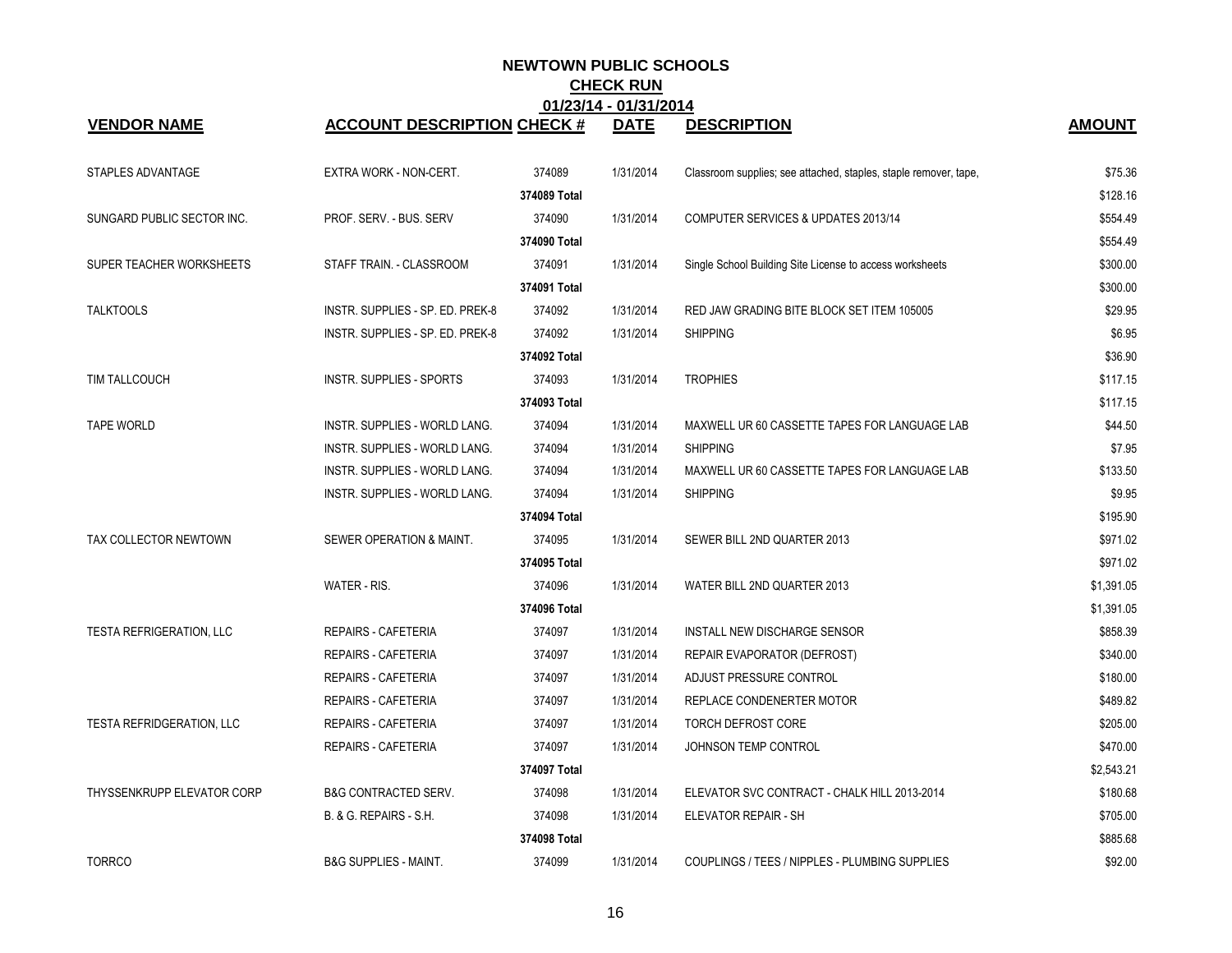# NEWTOWN PUBLIC SCHOOLS

## CHECK RUN

### 01/23/14 - 01/31/2014

| VENDOR NAME | ACCOUNT DESCRIPTION | CHECK # | DATE | DESCRIPTION | AMOUNT |
|---|---|---|---|---|---|
| STAPLES ADVANTAGE | EXTRA WORK - NON-CERT. | 374089 | 1/31/2014 | Classroom supplies; see attached, staples, staple remover, tape, | $75.36 |
| | | 374089 Total | | | $128.16 |
| SUNGARD PUBLIC SECTOR INC. | PROF. SERV. - BUS. SERV | 374090 | 1/31/2014 | COMPUTER SERVICES & UPDATES 2013/14 | $554.49 |
| | | 374090 Total | | | $554.49 |
| SUPER TEACHER WORKSHEETS | STAFF TRAIN. - CLASSROOM | 374091 | 1/31/2014 | Single School Building Site License to access worksheets | $300.00 |
| | | 374091 Total | | | $300.00 |
| TALKTOOLS | INSTR. SUPPLIES - SP. ED. PREK-8 | 374092 | 1/31/2014 | RED JAW GRADING BITE BLOCK SET ITEM 105005 | $29.95 |
| | INSTR. SUPPLIES - SP. ED. PREK-8 | 374092 | 1/31/2014 | SHIPPING | $6.95 |
| | | 374092 Total | | | $36.90 |
| TIM TALLCOUCH | INSTR. SUPPLIES - SPORTS | 374093 | 1/31/2014 | TROPHIES | $117.15 |
| | | 374093 Total | | | $117.15 |
| TAPE WORLD | INSTR. SUPPLIES - WORLD LANG. | 374094 | 1/31/2014 | MAXWELL UR 60 CASSETTE TAPES FOR LANGUAGE LAB | $44.50 |
| | INSTR. SUPPLIES - WORLD LANG. | 374094 | 1/31/2014 | SHIPPING | $7.95 |
| | INSTR. SUPPLIES - WORLD LANG. | 374094 | 1/31/2014 | MAXWELL UR 60 CASSETTE TAPES FOR LANGUAGE LAB | $133.50 |
| | INSTR. SUPPLIES - WORLD LANG. | 374094 | 1/31/2014 | SHIPPING | $9.95 |
| | | 374094 Total | | | $195.90 |
| TAX COLLECTOR NEWTOWN | SEWER OPERATION & MAINT. | 374095 | 1/31/2014 | SEWER BILL 2ND QUARTER 2013 | $971.02 |
| | | 374095 Total | | | $971.02 |
| | WATER - RIS. | 374096 | 1/31/2014 | WATER BILL 2ND QUARTER 2013 | $1,391.05 |
| | | 374096 Total | | | $1,391.05 |
| TESTA REFRIGERATION, LLC | REPAIRS - CAFETERIA | 374097 | 1/31/2014 | INSTALL NEW DISCHARGE SENSOR | $858.39 |
| | REPAIRS - CAFETERIA | 374097 | 1/31/2014 | REPAIR EVAPORATOR (DEFROST) | $340.00 |
| | REPAIRS - CAFETERIA | 374097 | 1/31/2014 | ADJUST PRESSURE CONTROL | $180.00 |
| | REPAIRS - CAFETERIA | 374097 | 1/31/2014 | REPLACE CONDENERTER MOTOR | $489.82 |
| TESTA REFRIDGERATION, LLC | REPAIRS - CAFETERIA | 374097 | 1/31/2014 | TORCH DEFROST CORE | $205.00 |
| | REPAIRS - CAFETERIA | 374097 | 1/31/2014 | JOHNSON TEMP CONTROL | $470.00 |
| | | 374097 Total | | | $2,543.21 |
| THYSSENKRUPP ELEVATOR CORP | B&G CONTRACTED SERV. | 374098 | 1/31/2014 | ELEVATOR SVC CONTRACT - CHALK HILL 2013-2014 | $180.68 |
| | B. & G. REPAIRS - S.H. | 374098 | 1/31/2014 | ELEVATOR REPAIR - SH | $705.00 |
| | | 374098 Total | | | $885.68 |
| TORRCO | B&G SUPPLIES - MAINT. | 374099 | 1/31/2014 | COUPLINGS / TEES / NIPPLES - PLUMBING SUPPLIES | $92.00 |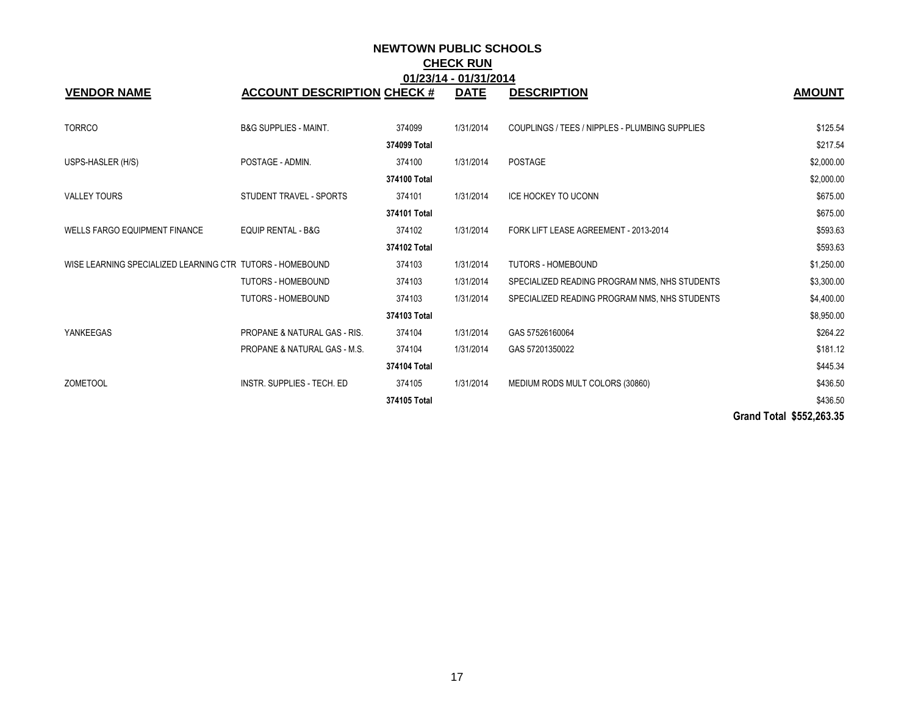# NEWTOWN PUBLIC SCHOOLS

## CHECK RUN

### 01/23/14 - 01/31/2014

| VENDOR NAME | ACCOUNT DESCRIPTION | CHECK # | DATE | DESCRIPTION | AMOUNT |
|---|---|---|---|---|---|
| TORRCO | B&G SUPPLIES - MAINT. | 374099 | 1/31/2014 | COUPLINGS / TEES / NIPPLES - PLUMBING SUPPLIES | $125.54 |
| | | **374099 Total** | | | $217.54 |
| USPS-HASLER (H/S) | POSTAGE - ADMIN. | 374100 | 1/31/2014 | POSTAGE | $2,000.00 |
| | | **374100 Total** | | | $2,000.00 |
| VALLEY TOURS | STUDENT TRAVEL - SPORTS | 374101 | 1/31/2014 | ICE HOCKEY TO UCONN | $675.00 |
| | | **374101 Total** | | | $675.00 |
| WELLS FARGO EQUIPMENT FINANCE | EQUIP RENTAL - B&G | 374102 | 1/31/2014 | FORK LIFT LEASE AGREEMENT - 2013-2014 | $593.63 |
| | | **374102 Total** | | | $593.63 |
| WISE LEARNING SPECIALIZED LEARNING CTR | TUTORS - HOMEBOUND | 374103 | 1/31/2014 | TUTORS - HOMEBOUND | $1,250.00 |
| | TUTORS - HOMEBOUND | 374103 | 1/31/2014 | SPECIALIZED READING PROGRAM NMS, NHS STUDENTS | $3,300.00 |
| | TUTORS - HOMEBOUND | 374103 | 1/31/2014 | SPECIALIZED READING PROGRAM NMS, NHS STUDENTS | $4,400.00 |
| | | **374103 Total** | | | $8,950.00 |
| YANKEEGAS | PROPANE & NATURAL GAS - RIS. | 374104 | 1/31/2014 | GAS 57526160064 | $264.22 |
| | PROPANE & NATURAL GAS - M.S. | 374104 | 1/31/2014 | GAS 57201350022 | $181.12 |
| | | **374104 Total** | | | $445.34 |
| ZOMETOOL | INSTR. SUPPLIES - TECH. ED | 374105 | 1/31/2014 | MEDIUM RODS MULT COLORS (30860) | $436.50 |
| | | **374105 Total** | | | $436.50 |
| | | | | **Grand Total** | **$552,263.35** |